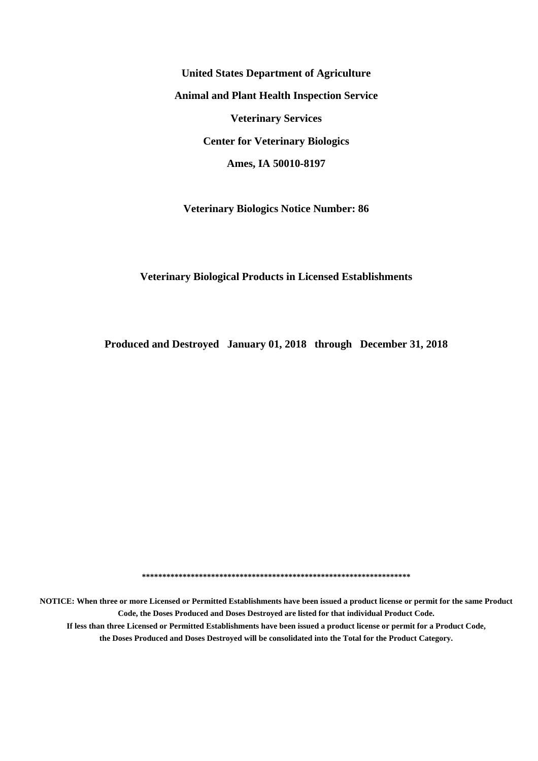**United States Department of Agriculture**

**Animal and Plant Health Inspection Service**

**Veterinary Services**

**Center for Veterinary Biologics**

**Ames, IA 50010-8197**

**Veterinary Biologics Notice Number: 86**

# Veterinary Biological Products in Licensed Establishments

**Produced and Destroyed January 01, 2018 through December 31, 2018**

*******************************************************************

**NOTICE: When three or more Licensed or Permitted Establishments have been issued a product license or permit for the same Product Code, the Doses Produced and Doses Destroyed are listed for that individual Product Code.**

**If less than three Licensed or Permitted Establishments have been issued a product license or permit for a Product Code, the Doses Produced and Doses Destroyed will be consolidated into the Total for the Product Category.**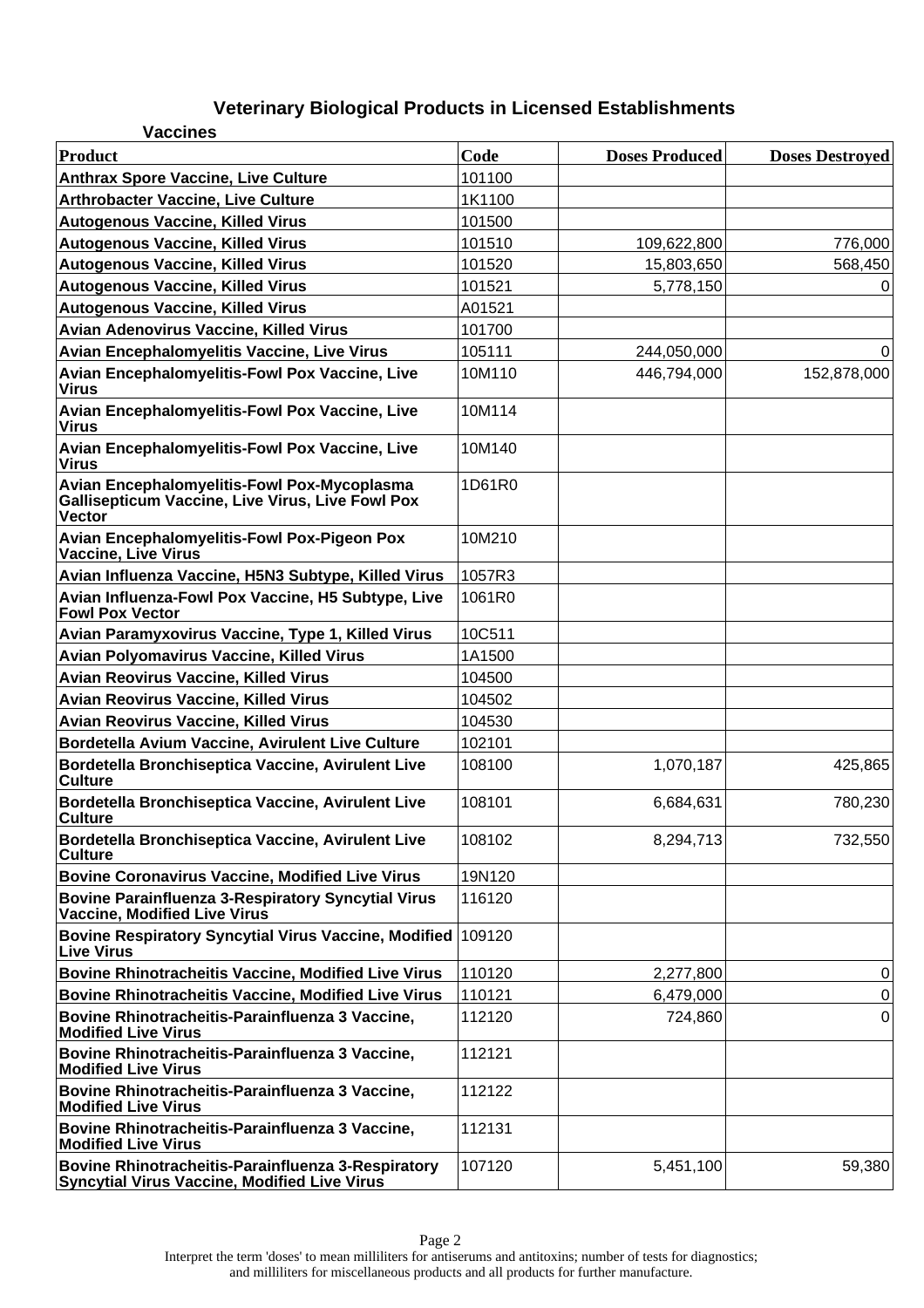## Veterinary Biological Products in Licensed Establishments

### Vaccines

| Product | Code | Doses Produced | Doses Destroyed |
|---|---|---|---|
| Anthrax Spore Vaccine, Live Culture | 101100 | | |
| Arthrobacter Vaccine, Live Culture | 1K1100 | | |
| Autogenous Vaccine, Killed Virus | 101500 | | |
| Autogenous Vaccine, Killed Virus | 101510 | 109,622,800 | 776,000 |
| Autogenous Vaccine, Killed Virus | 101520 | 15,803,650 | 568,450 |
| Autogenous Vaccine, Killed Virus | 101521 | 5,778,150 | 0 |
| Autogenous Vaccine, Killed Virus | A01521 | | |
| Avian Adenovirus Vaccine, Killed Virus | 101700 | | |
| Avian Encephalomyelitis Vaccine, Live Virus | 105111 | 244,050,000 | 0 |
| Avian Encephalomyelitis-Fowl Pox Vaccine, Live Virus | 10M110 | 446,794,000 | 152,878,000 |
| Avian Encephalomyelitis-Fowl Pox Vaccine, Live Virus | 10M114 | | |
| Avian Encephalomyelitis-Fowl Pox Vaccine, Live Virus | 10M140 | | |
| Avian Encephalomyelitis-Fowl Pox-Mycoplasma Gallisepticum Vaccine, Live Virus, Live Fowl Pox Vector | 1D61R0 | | |
| Avian Encephalomyelitis-Fowl Pox-Pigeon Pox Vaccine, Live Virus | 10M210 | | |
| Avian Influenza Vaccine, H5N3 Subtype, Killed Virus | 1057R3 | | |
| Avian Influenza-Fowl Pox Vaccine, H5 Subtype, Live Fowl Pox Vector | 1061R0 | | |
| Avian Paramyxovirus Vaccine, Type 1, Killed Virus | 10C511 | | |
| Avian Polyomavirus Vaccine, Killed Virus | 1A1500 | | |
| Avian Reovirus Vaccine, Killed Virus | 104500 | | |
| Avian Reovirus Vaccine, Killed Virus | 104502 | | |
| Avian Reovirus Vaccine, Killed Virus | 104530 | | |
| Bordetella Avium Vaccine, Avirulent Live Culture | 102101 | | |
| Bordetella Bronchiseptica Vaccine, Avirulent Live Culture | 108100 | 1,070,187 | 425,865 |
| Bordetella Bronchiseptica Vaccine, Avirulent Live Culture | 108101 | 6,684,631 | 780,230 |
| Bordetella Bronchiseptica Vaccine, Avirulent Live Culture | 108102 | 8,294,713 | 732,550 |
| Bovine Coronavirus Vaccine, Modified Live Virus | 19N120 | | |
| Bovine Parainfluenza 3-Respiratory Syncytial Virus Vaccine, Modified Live Virus | 116120 | | |
| Bovine Respiratory Syncytial Virus Vaccine, Modified Live Virus | 109120 | | |
| Bovine Rhinotracheitis Vaccine, Modified Live Virus | 110120 | 2,277,800 | 0 |
| Bovine Rhinotracheitis Vaccine, Modified Live Virus | 110121 | 6,479,000 | 0 |
| Bovine Rhinotracheitis-Parainfluenza 3 Vaccine, Modified Live Virus | 112120 | 724,860 | 0 |
| Bovine Rhinotracheitis-Parainfluenza 3 Vaccine, Modified Live Virus | 112121 | | |
| Bovine Rhinotracheitis-Parainfluenza 3 Vaccine, Modified Live Virus | 112122 | | |
| Bovine Rhinotracheitis-Parainfluenza 3 Vaccine, Modified Live Virus | 112131 | | |
| Bovine Rhinotracheitis-Parainfluenza 3-Respiratory Syncytial Virus Vaccine, Modified Live Virus | 107120 | 5,451,100 | 59,380 |

Interpret the term 'doses' to mean milliliters for antiserums and antitoxins; number of tests for diagnostics; and milliliters for miscellaneous products and all products for further manufacture.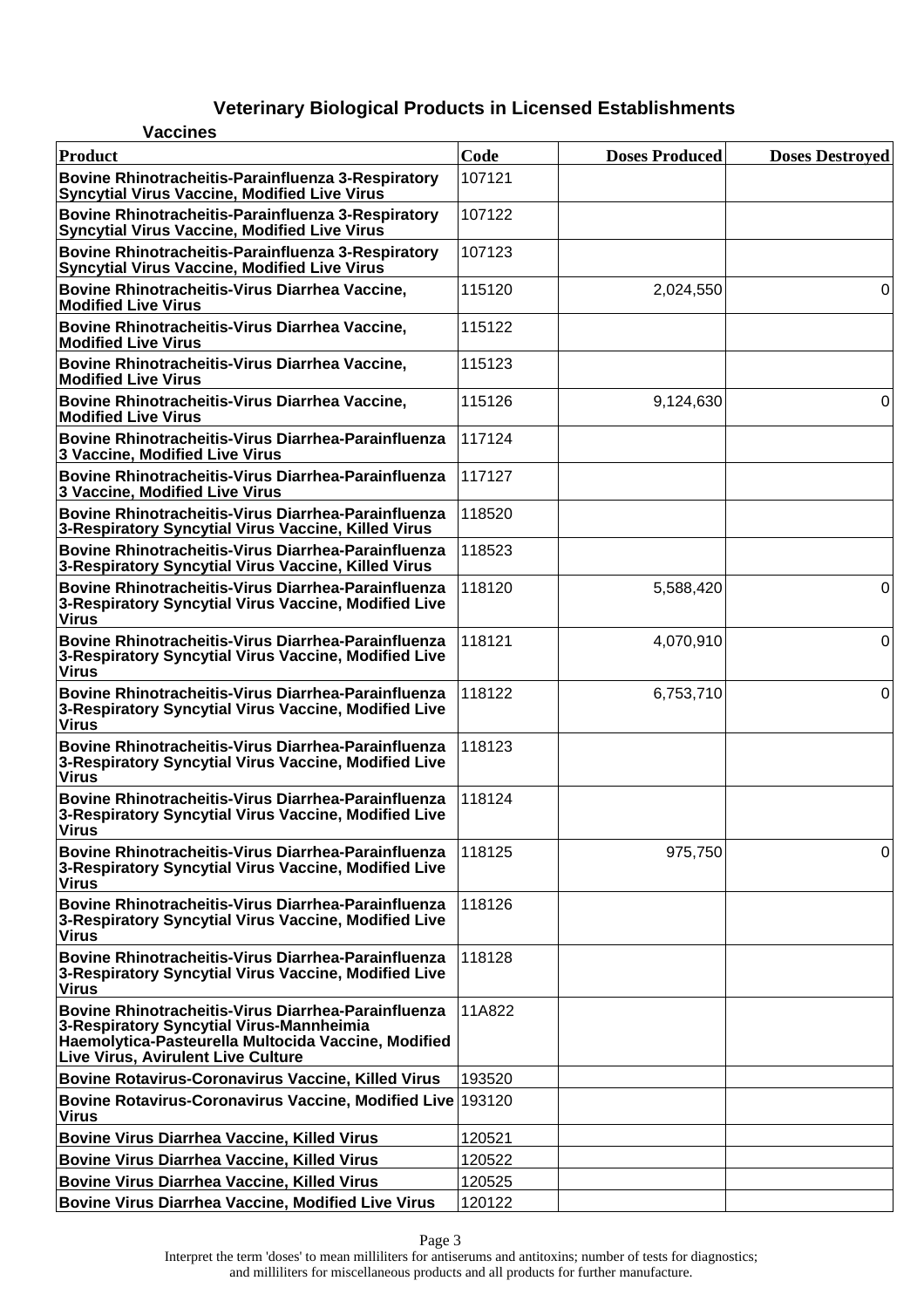# Veterinary Biological Products in Licensed Establishments

## Vaccines

| Product | Code | Doses Produced | Doses Destroyed |
|---|---|---|---|
| Bovine Rhinotracheitis-Parainfluenza 3-Respiratory Syncytial Virus Vaccine, Modified Live Virus | 107121 | | |
| Bovine Rhinotracheitis-Parainfluenza 3-Respiratory Syncytial Virus Vaccine, Modified Live Virus | 107122 | | |
| Bovine Rhinotracheitis-Parainfluenza 3-Respiratory Syncytial Virus Vaccine, Modified Live Virus | 107123 | | |
| Bovine Rhinotracheitis-Virus Diarrhea Vaccine, Modified Live Virus | 115120 | 2,024,550 | 0 |
| Bovine Rhinotracheitis-Virus Diarrhea Vaccine, Modified Live Virus | 115122 | | |
| Bovine Rhinotracheitis-Virus Diarrhea Vaccine, Modified Live Virus | 115123 | | |
| Bovine Rhinotracheitis-Virus Diarrhea Vaccine, Modified Live Virus | 115126 | 9,124,630 | 0 |
| Bovine Rhinotracheitis-Virus Diarrhea-Parainfluenza 3 Vaccine, Modified Live Virus | 117124 | | |
| Bovine Rhinotracheitis-Virus Diarrhea-Parainfluenza 3 Vaccine, Modified Live Virus | 117127 | | |
| Bovine Rhinotracheitis-Virus Diarrhea-Parainfluenza 3-Respiratory Syncytial Virus Vaccine, Killed Virus | 118520 | | |
| Bovine Rhinotracheitis-Virus Diarrhea-Parainfluenza 3-Respiratory Syncytial Virus Vaccine, Killed Virus | 118523 | | |
| Bovine Rhinotracheitis-Virus Diarrhea-Parainfluenza 3-Respiratory Syncytial Virus Vaccine, Modified Live Virus | 118120 | 5,588,420 | 0 |
| Bovine Rhinotracheitis-Virus Diarrhea-Parainfluenza 3-Respiratory Syncytial Virus Vaccine, Modified Live Virus | 118121 | 4,070,910 | 0 |
| Bovine Rhinotracheitis-Virus Diarrhea-Parainfluenza 3-Respiratory Syncytial Virus Vaccine, Modified Live Virus | 118122 | 6,753,710 | 0 |
| Bovine Rhinotracheitis-Virus Diarrhea-Parainfluenza 3-Respiratory Syncytial Virus Vaccine, Modified Live Virus | 118123 | | |
| Bovine Rhinotracheitis-Virus Diarrhea-Parainfluenza 3-Respiratory Syncytial Virus Vaccine, Modified Live Virus | 118124 | | |
| Bovine Rhinotracheitis-Virus Diarrhea-Parainfluenza 3-Respiratory Syncytial Virus Vaccine, Modified Live Virus | 118125 | 975,750 | 0 |
| Bovine Rhinotracheitis-Virus Diarrhea-Parainfluenza 3-Respiratory Syncytial Virus Vaccine, Modified Live Virus | 118126 | | |
| Bovine Rhinotracheitis-Virus Diarrhea-Parainfluenza 3-Respiratory Syncytial Virus Vaccine, Modified Live Virus | 118128 | | |
| Bovine Rhinotracheitis-Virus Diarrhea-Parainfluenza 3-Respiratory Syncytial Virus-Mannheimia Haemolytica-Pasteurella Multocida Vaccine, Modified Live Virus, Avirulent Live Culture | 11A822 | | |
| Bovine Rotavirus-Coronavirus Vaccine, Killed Virus | 193520 | | |
| Bovine Rotavirus-Coronavirus Vaccine, Modified Live Virus | 193120 | | |
| Bovine Virus Diarrhea Vaccine, Killed Virus | 120521 | | |
| Bovine Virus Diarrhea Vaccine, Killed Virus | 120522 | | |
| Bovine Virus Diarrhea Vaccine, Killed Virus | 120525 | | |
| Bovine Virus Diarrhea Vaccine, Modified Live Virus | 120122 | | |

Interpret the term 'doses' to mean milliliters for antiserums and antitoxins; number of tests for diagnostics; and milliliters for miscellaneous products and all products for further manufacture.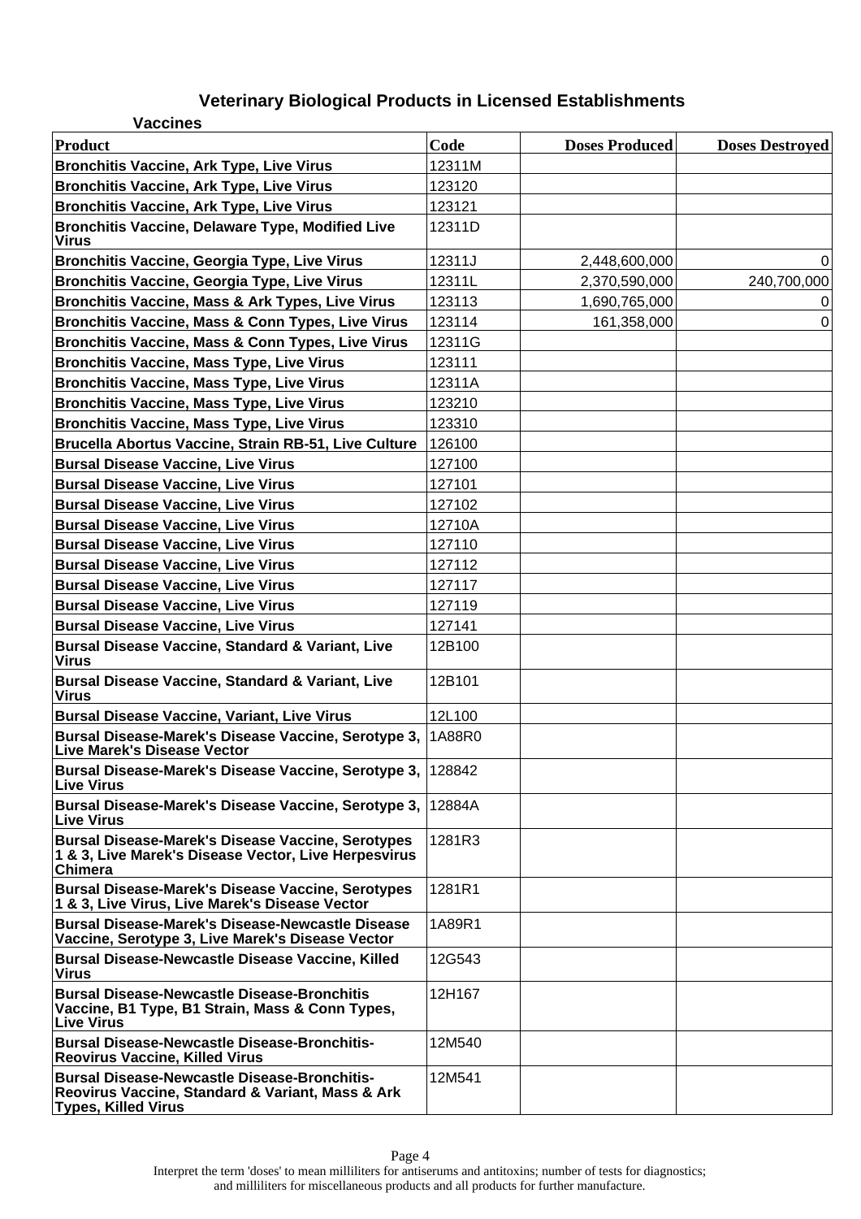# Veterinary Biological Products in Licensed Establishments

**Vaccines**

| Product | Code | Doses Produced | Doses Destroyed |
|---|---|---|---|
| Bronchitis Vaccine, Ark Type, Live Virus | 12311M | | |
| Bronchitis Vaccine, Ark Type, Live Virus | 123120 | | |
| Bronchitis Vaccine, Ark Type, Live Virus | 123121 | | |
| Bronchitis Vaccine, Delaware Type, Modified Live Virus | 12311D | | |
| Bronchitis Vaccine, Georgia Type, Live Virus | 12311J | 2,448,600,000 | 0 |
| Bronchitis Vaccine, Georgia Type, Live Virus | 12311L | 2,370,590,000 | 240,700,000 |
| Bronchitis Vaccine, Mass & Ark Types, Live Virus | 123113 | 1,690,765,000 | 0 |
| Bronchitis Vaccine, Mass & Conn Types, Live Virus | 123114 | 161,358,000 | 0 |
| Bronchitis Vaccine, Mass & Conn Types, Live Virus | 12311G | | |
| Bronchitis Vaccine, Mass Type, Live Virus | 123111 | | |
| Bronchitis Vaccine, Mass Type, Live Virus | 12311A | | |
| Bronchitis Vaccine, Mass Type, Live Virus | 123210 | | |
| Bronchitis Vaccine, Mass Type, Live Virus | 123310 | | |
| Brucella Abortus Vaccine, Strain RB-51, Live Culture | 126100 | | |
| Bursal Disease Vaccine, Live Virus | 127100 | | |
| Bursal Disease Vaccine, Live Virus | 127101 | | |
| Bursal Disease Vaccine, Live Virus | 127102 | | |
| Bursal Disease Vaccine, Live Virus | 12710A | | |
| Bursal Disease Vaccine, Live Virus | 127110 | | |
| Bursal Disease Vaccine, Live Virus | 127112 | | |
| Bursal Disease Vaccine, Live Virus | 127117 | | |
| Bursal Disease Vaccine, Live Virus | 127119 | | |
| Bursal Disease Vaccine, Live Virus | 127141 | | |
| Bursal Disease Vaccine, Standard & Variant, Live Virus | 12B100 | | |
| Bursal Disease Vaccine, Standard & Variant, Live Virus | 12B101 | | |
| Bursal Disease Vaccine, Variant, Live Virus | 12L100 | | |
| Bursal Disease-Marek's Disease Vaccine, Serotype 3, Live Marek's Disease Vector | 1A88R0 | | |
| Bursal Disease-Marek's Disease Vaccine, Serotype 3, Live Virus | 128842 | | |
| Bursal Disease-Marek's Disease Vaccine, Serotype 3, Live Virus | 12884A | | |
| Bursal Disease-Marek's Disease Vaccine, Serotypes 1 & 3, Live Marek's Disease Vector, Live Herpesvirus Chimera | 1281R3 | | |
| Bursal Disease-Marek's Disease Vaccine, Serotypes 1 & 3, Live Virus, Live Marek's Disease Vector | 1281R1 | | |
| Bursal Disease-Marek's Disease-Newcastle Disease Vaccine, Serotype 3, Live Marek's Disease Vector | 1A89R1 | | |
| Bursal Disease-Newcastle Disease Vaccine, Killed Virus | 12G543 | | |
| Bursal Disease-Newcastle Disease-Bronchitis Vaccine, B1 Type, B1 Strain, Mass & Conn Types, Live Virus | 12H167 | | |
| Bursal Disease-Newcastle Disease-Bronchitis-Reovirus Vaccine, Killed Virus | 12M540 | | |
| Bursal Disease-Newcastle Disease-Bronchitis-Reovirus Vaccine, Standard & Variant, Mass & Ark Types, Killed Virus | 12M541 | | |

Interpret the term 'doses' to mean milliliters for antiserums and antitoxins; number of tests for diagnostics; and milliliters for miscellaneous products and all products for further manufacture.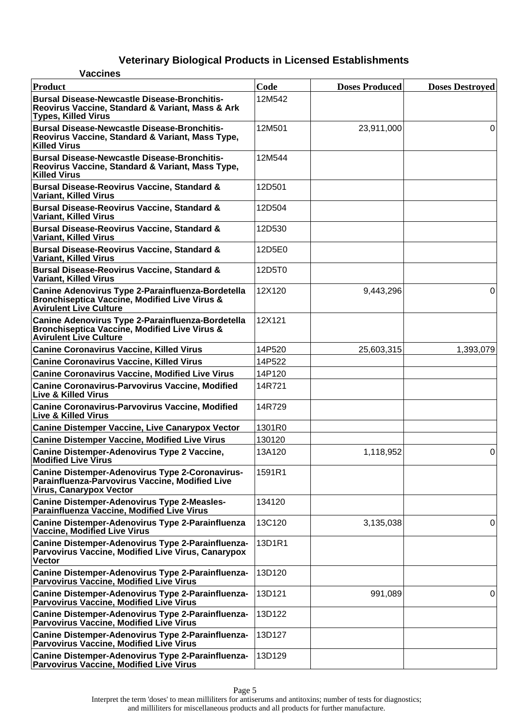## Veterinary Biological Products in Licensed Establishments

### Vaccines

| Product | Code | Doses Produced | Doses Destroyed |
|---|---|---|---|
| Bursal Disease-Newcastle Disease-Bronchitis-Reovirus Vaccine, Standard & Variant, Mass & Ark Types, Killed Virus | 12M542 | | |
| Bursal Disease-Newcastle Disease-Bronchitis-Reovirus Vaccine, Standard & Variant, Mass Type, Killed Virus | 12M501 | 23,911,000 | 0 |
| Bursal Disease-Newcastle Disease-Bronchitis-Reovirus Vaccine, Standard & Variant, Mass Type, Killed Virus | 12M544 | | |
| Bursal Disease-Reovirus Vaccine, Standard & Variant, Killed Virus | 12D501 | | |
| Bursal Disease-Reovirus Vaccine, Standard & Variant, Killed Virus | 12D504 | | |
| Bursal Disease-Reovirus Vaccine, Standard & Variant, Killed Virus | 12D530 | | |
| Bursal Disease-Reovirus Vaccine, Standard & Variant, Killed Virus | 12D5E0 | | |
| Bursal Disease-Reovirus Vaccine, Standard & Variant, Killed Virus | 12D5T0 | | |
| Canine Adenovirus Type 2-Parainfluenza-Bordetella Bronchiseptica Vaccine, Modified Live Virus & Avirulent Live Culture | 12X120 | 9,443,296 | 0 |
| Canine Adenovirus Type 2-Parainfluenza-Bordetella Bronchiseptica Vaccine, Modified Live Virus & Avirulent Live Culture | 12X121 | | |
| Canine Coronavirus Vaccine, Killed Virus | 14P520 | 25,603,315 | 1,393,079 |
| Canine Coronavirus Vaccine, Killed Virus | 14P522 | | |
| Canine Coronavirus Vaccine, Modified Live Virus | 14P120 | | |
| Canine Coronavirus-Parvovirus Vaccine, Modified Live & Killed Virus | 14R721 | | |
| Canine Coronavirus-Parvovirus Vaccine, Modified Live & Killed Virus | 14R729 | | |
| Canine Distemper Vaccine, Live Canarypox Vector | 1301R0 | | |
| Canine Distemper Vaccine, Modified Live Virus | 130120 | | |
| Canine Distemper-Adenovirus Type 2 Vaccine, Modified Live Virus | 13A120 | 1,118,952 | 0 |
| Canine Distemper-Adenovirus Type 2-Coronavirus-Parainfluenza-Parvovirus Vaccine, Modified Live Virus, Canarypox Vector | 1591R1 | | |
| Canine Distemper-Adenovirus Type 2-Measles-Parainfluenza Vaccine, Modified Live Virus | 134120 | | |
| Canine Distemper-Adenovirus Type 2-Parainfluenza Vaccine, Modified Live Virus | 13C120 | 3,135,038 | 0 |
| Canine Distemper-Adenovirus Type 2-Parainfluenza-Parvovirus Vaccine, Modified Live Virus, Canarypox Vector | 13D1R1 | | |
| Canine Distemper-Adenovirus Type 2-Parainfluenza-Parvovirus Vaccine, Modified Live Virus | 13D120 | | |
| Canine Distemper-Adenovirus Type 2-Parainfluenza-Parvovirus Vaccine, Modified Live Virus | 13D121 | 991,089 | 0 |
| Canine Distemper-Adenovirus Type 2-Parainfluenza-Parvovirus Vaccine, Modified Live Virus | 13D122 | | |
| Canine Distemper-Adenovirus Type 2-Parainfluenza-Parvovirus Vaccine, Modified Live Virus | 13D127 | | |
| Canine Distemper-Adenovirus Type 2-Parainfluenza-Parvovirus Vaccine, Modified Live Virus | 13D129 | | |

Interpret the term 'doses' to mean milliliters for antiserums and antitoxins; number of tests for diagnostics; and milliliters for miscellaneous products and all products for further manufacture.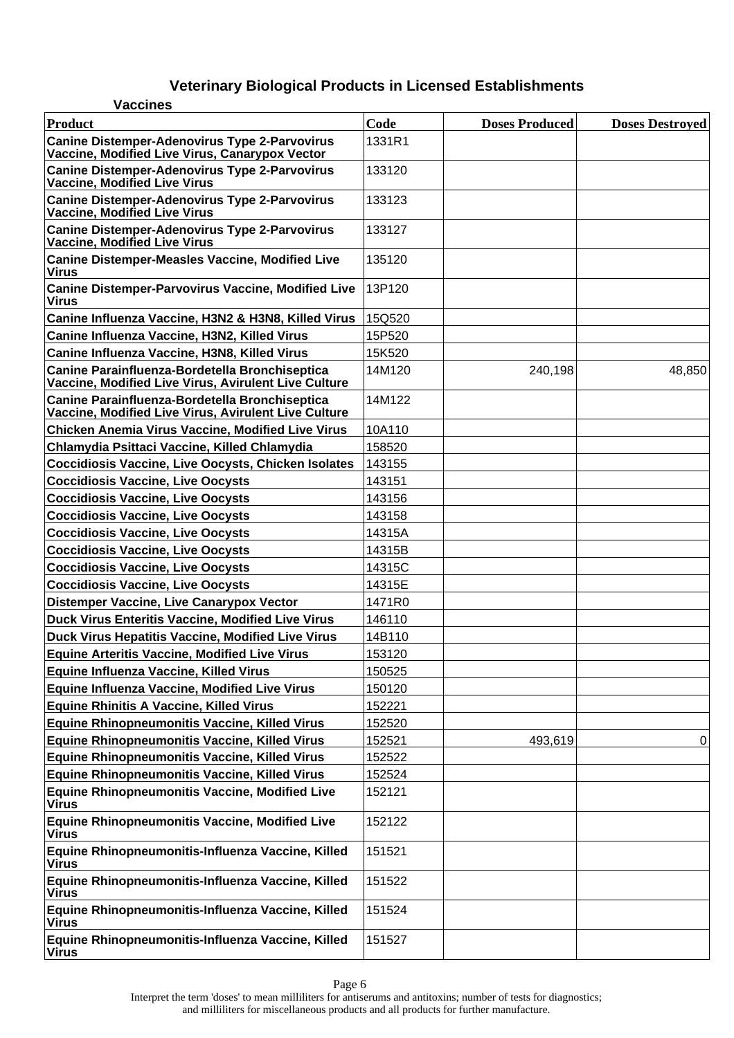# Veterinary Biological Products in Licensed Establishments

## Vaccines

| Product | Code | Doses Produced | Doses Destroyed |
|---|---|---|---|
| Canine Distemper-Adenovirus Type 2-Parvovirus Vaccine, Modified Live Virus, Canarypox Vector | 1331R1 | | |
| Canine Distemper-Adenovirus Type 2-Parvovirus Vaccine, Modified Live Virus | 133120 | | |
| Canine Distemper-Adenovirus Type 2-Parvovirus Vaccine, Modified Live Virus | 133123 | | |
| Canine Distemper-Adenovirus Type 2-Parvovirus Vaccine, Modified Live Virus | 133127 | | |
| Canine Distemper-Measles Vaccine, Modified Live Virus | 135120 | | |
| Canine Distemper-Parvovirus Vaccine, Modified Live Virus | 13P120 | | |
| Canine Influenza Vaccine, H3N2 & H3N8, Killed Virus | 15Q520 | | |
| Canine Influenza Vaccine, H3N2, Killed Virus | 15P520 | | |
| Canine Influenza Vaccine, H3N8, Killed Virus | 15K520 | | |
| Canine Parainfluenza-Bordetella Bronchiseptica Vaccine, Modified Live Virus, Avirulent Live Culture | 14M120 | 240,198 | 48,850 |
| Canine Parainfluenza-Bordetella Bronchiseptica Vaccine, Modified Live Virus, Avirulent Live Culture | 14M122 | | |
| Chicken Anemia Virus Vaccine, Modified Live Virus | 10A110 | | |
| Chlamydia Psittaci Vaccine, Killed Chlamydia | 158520 | | |
| Coccidiosis Vaccine, Live Oocysts, Chicken Isolates | 143155 | | |
| Coccidiosis Vaccine, Live Oocysts | 143151 | | |
| Coccidiosis Vaccine, Live Oocysts | 143156 | | |
| Coccidiosis Vaccine, Live Oocysts | 143158 | | |
| Coccidiosis Vaccine, Live Oocysts | 14315A | | |
| Coccidiosis Vaccine, Live Oocysts | 14315B | | |
| Coccidiosis Vaccine, Live Oocysts | 14315C | | |
| Coccidiosis Vaccine, Live Oocysts | 14315E | | |
| Distemper Vaccine, Live Canarypox Vector | 1471R0 | | |
| Duck Virus Enteritis Vaccine, Modified Live Virus | 146110 | | |
| Duck Virus Hepatitis Vaccine, Modified Live Virus | 14B110 | | |
| Equine Arteritis Vaccine, Modified Live Virus | 153120 | | |
| Equine Influenza Vaccine, Killed Virus | 150525 | | |
| Equine Influenza Vaccine, Modified Live Virus | 150120 | | |
| Equine Rhinitis A Vaccine, Killed Virus | 152221 | | |
| Equine Rhinopneumonitis Vaccine, Killed Virus | 152520 | | |
| Equine Rhinopneumonitis Vaccine, Killed Virus | 152521 | 493,619 | 0 |
| Equine Rhinopneumonitis Vaccine, Killed Virus | 152522 | | |
| Equine Rhinopneumonitis Vaccine, Killed Virus | 152524 | | |
| Equine Rhinopneumonitis Vaccine, Modified Live Virus | 152121 | | |
| Equine Rhinopneumonitis Vaccine, Modified Live Virus | 152122 | | |
| Equine Rhinopneumonitis-Influenza Vaccine, Killed Virus | 151521 | | |
| Equine Rhinopneumonitis-Influenza Vaccine, Killed Virus | 151522 | | |
| Equine Rhinopneumonitis-Influenza Vaccine, Killed Virus | 151524 | | |
| Equine Rhinopneumonitis-Influenza Vaccine, Killed Virus | 151527 | | |

Interpret the term 'doses' to mean milliliters for antiserums and antitoxins; number of tests for diagnostics; and milliliters for miscellaneous products and all products for further manufacture.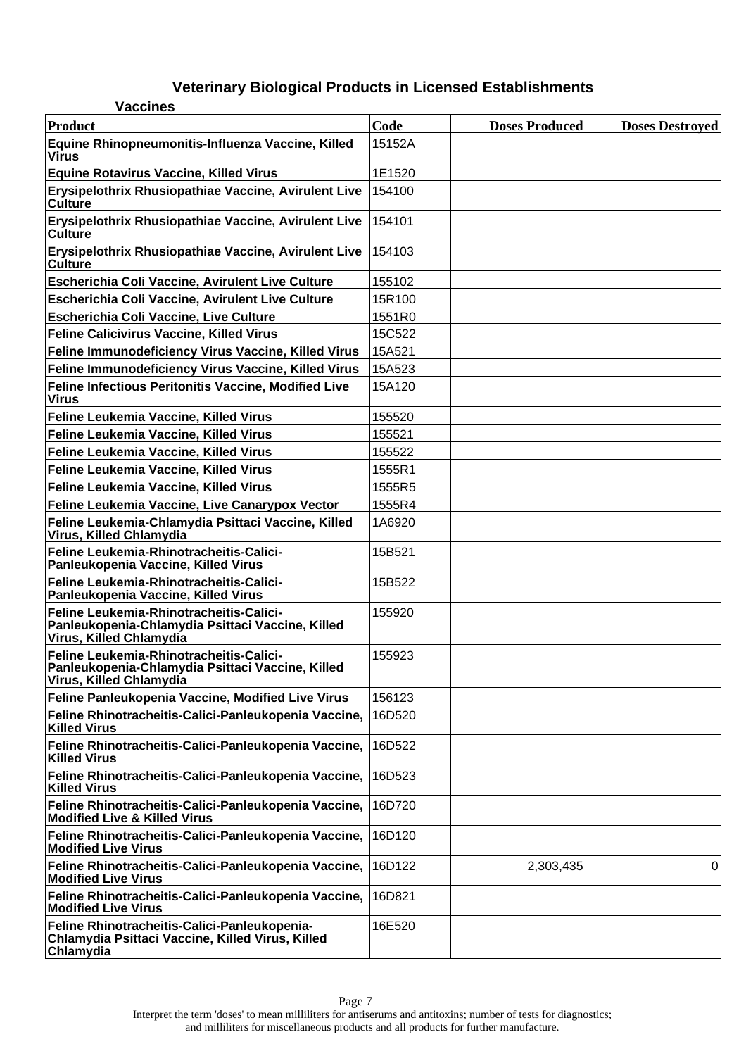# Veterinary Biological Products in Licensed Establishments

## Vaccines

| Product | Code | Doses Produced | Doses Destroyed |
|---|---|---|---|
| Equine Rhinopneumonitis-Influenza Vaccine, Killed Virus | 15152A | | |
| Equine Rotavirus Vaccine, Killed Virus | 1E1520 | | |
| Erysipelothrix Rhusiopathiae Vaccine, Avirulent Live Culture | 154100 | | |
| Erysipelothrix Rhusiopathiae Vaccine, Avirulent Live Culture | 154101 | | |
| Erysipelothrix Rhusiopathiae Vaccine, Avirulent Live Culture | 154103 | | |
| Escherichia Coli Vaccine, Avirulent Live Culture | 155102 | | |
| Escherichia Coli Vaccine, Avirulent Live Culture | 15R100 | | |
| Escherichia Coli Vaccine, Live Culture | 1551R0 | | |
| Feline Calicivirus Vaccine, Killed Virus | 15C522 | | |
| Feline Immunodeficiency Virus Vaccine, Killed Virus | 15A521 | | |
| Feline Immunodeficiency Virus Vaccine, Killed Virus | 15A523 | | |
| Feline Infectious Peritonitis Vaccine, Modified Live Virus | 15A120 | | |
| Feline Leukemia Vaccine, Killed Virus | 155520 | | |
| Feline Leukemia Vaccine, Killed Virus | 155521 | | |
| Feline Leukemia Vaccine, Killed Virus | 155522 | | |
| Feline Leukemia Vaccine, Killed Virus | 1555R1 | | |
| Feline Leukemia Vaccine, Killed Virus | 1555R5 | | |
| Feline Leukemia Vaccine, Live Canarypox Vector | 1555R4 | | |
| Feline Leukemia-Chlamydia Psittaci Vaccine, Killed Virus, Killed Chlamydia | 1A6920 | | |
| Feline Leukemia-Rhinotracheitis-Calici-Panleukopenia Vaccine, Killed Virus | 15B521 | | |
| Feline Leukemia-Rhinotracheitis-Calici-Panleukopenia Vaccine, Killed Virus | 15B522 | | |
| Feline Leukemia-Rhinotracheitis-Calici-Panleukopenia-Chlamydia Psittaci Vaccine, Killed Virus, Killed Chlamydia | 155920 | | |
| Feline Leukemia-Rhinotracheitis-Calici-Panleukopenia-Chlamydia Psittaci Vaccine, Killed Virus, Killed Chlamydia | 155923 | | |
| Feline Panleukopenia Vaccine, Modified Live Virus | 156123 | | |
| Feline Rhinotracheitis-Calici-Panleukopenia Vaccine, Killed Virus | 16D520 | | |
| Feline Rhinotracheitis-Calici-Panleukopenia Vaccine, Killed Virus | 16D522 | | |
| Feline Rhinotracheitis-Calici-Panleukopenia Vaccine, Killed Virus | 16D523 | | |
| Feline Rhinotracheitis-Calici-Panleukopenia Vaccine, Modified Live & Killed Virus | 16D720 | | |
| Feline Rhinotracheitis-Calici-Panleukopenia Vaccine, Modified Live Virus | 16D120 | | |
| Feline Rhinotracheitis-Calici-Panleukopenia Vaccine, Modified Live Virus | 16D122 | 2,303,435 | 0 |
| Feline Rhinotracheitis-Calici-Panleukopenia Vaccine, Modified Live Virus | 16D821 | | |
| Feline Rhinotracheitis-Calici-Panleukopenia-Chlamydia Psittaci Vaccine, Killed Virus, Killed Chlamydia | 16E520 | | |

Interpret the term 'doses' to mean milliliters for antiserums and antitoxins; number of tests for diagnostics; and milliliters for miscellaneous products and all products for further manufacture.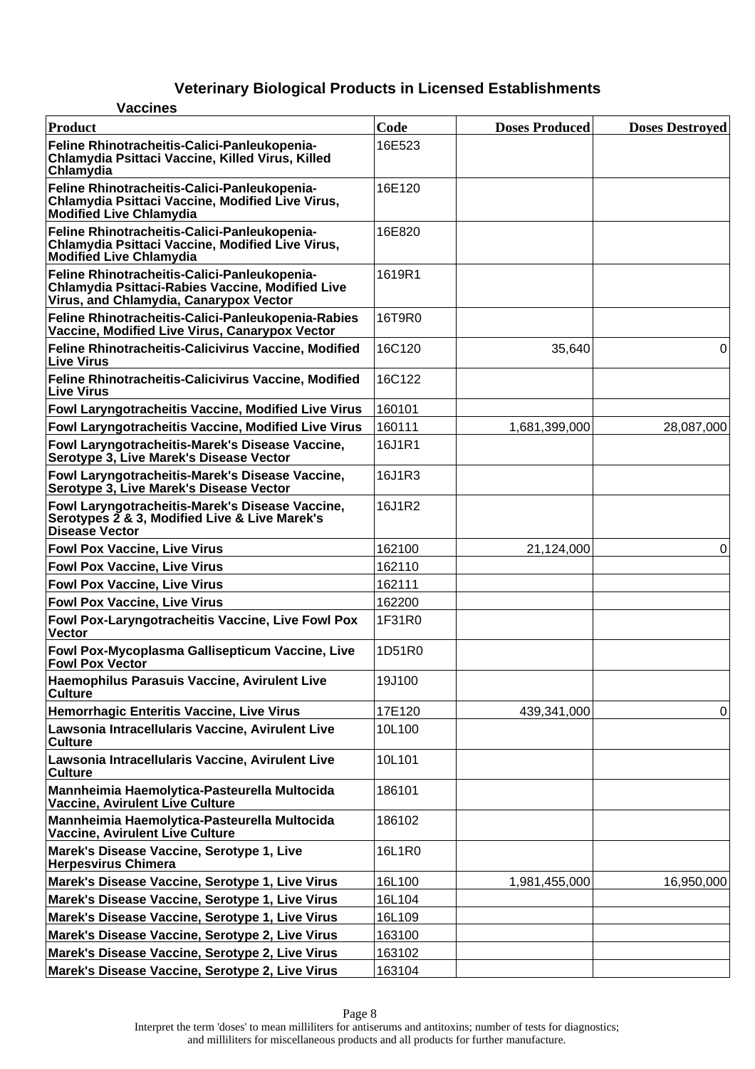# Veterinary Biological Products in Licensed Establishments

### Vaccines

| Product | Code | Doses Produced | Doses Destroyed |
|---|---|---|---|
| Feline Rhinotracheitis-Calici-Panleukopenia-Chlamydia Psittaci Vaccine, Killed Virus, Killed Chlamydia | 16E523 | | |
| Feline Rhinotracheitis-Calici-Panleukopenia-Chlamydia Psittaci Vaccine, Modified Live Virus, Modified Live Chlamydia | 16E120 | | |
| Feline Rhinotracheitis-Calici-Panleukopenia-Chlamydia Psittaci Vaccine, Modified Live Virus, Modified Live Chlamydia | 16E820 | | |
| Feline Rhinotracheitis-Calici-Panleukopenia-Chlamydia Psittaci-Rabies Vaccine, Modified Live Virus, and Chlamydia, Canarypox Vector | 1619R1 | | |
| Feline Rhinotracheitis-Calici-Panleukopenia-Rabies Vaccine, Modified Live Virus, Canarypox Vector | 16T9R0 | | |
| Feline Rhinotracheitis-Calicivirus Vaccine, Modified Live Virus | 16C120 | 35,640 | 0 |
| Feline Rhinotracheitis-Calicivirus Vaccine, Modified Live Virus | 16C122 | | |
| Fowl Laryngotracheitis Vaccine, Modified Live Virus | 160101 | | |
| Fowl Laryngotracheitis Vaccine, Modified Live Virus | 160111 | 1,681,399,000 | 28,087,000 |
| Fowl Laryngotracheitis-Marek's Disease Vaccine, Serotype 3, Live Marek's Disease Vector | 16J1R1 | | |
| Fowl Laryngotracheitis-Marek's Disease Vaccine, Serotype 3, Live Marek's Disease Vector | 16J1R3 | | |
| Fowl Laryngotracheitis-Marek's Disease Vaccine, Serotypes 2 & 3, Modified Live & Live Marek's Disease Vector | 16J1R2 | | |
| Fowl Pox Vaccine, Live Virus | 162100 | 21,124,000 | 0 |
| Fowl Pox Vaccine, Live Virus | 162110 | | |
| Fowl Pox Vaccine, Live Virus | 162111 | | |
| Fowl Pox Vaccine, Live Virus | 162200 | | |
| Fowl Pox-Laryngotracheitis Vaccine, Live Fowl Pox Vector | 1F31R0 | | |
| Fowl Pox-Mycoplasma Gallisepticum Vaccine, Live Fowl Pox Vector | 1D51R0 | | |
| Haemophilus Parasuis Vaccine, Avirulent Live Culture | 19J100 | | |
| Hemorrhagic Enteritis Vaccine, Live Virus | 17E120 | 439,341,000 | 0 |
| Lawsonia Intracellularis Vaccine, Avirulent Live Culture | 10L100 | | |
| Lawsonia Intracellularis Vaccine, Avirulent Live Culture | 10L101 | | |
| Mannheimia Haemolytica-Pasteurella Multocida Vaccine, Avirulent Live Culture | 186101 | | |
| Mannheimia Haemolytica-Pasteurella Multocida Vaccine, Avirulent Live Culture | 186102 | | |
| Marek's Disease Vaccine, Serotype 1, Live Herpesvirus Chimera | 16L1R0 | | |
| Marek's Disease Vaccine, Serotype 1, Live Virus | 16L100 | 1,981,455,000 | 16,950,000 |
| Marek's Disease Vaccine, Serotype 1, Live Virus | 16L104 | | |
| Marek's Disease Vaccine, Serotype 1, Live Virus | 16L109 | | |
| Marek's Disease Vaccine, Serotype 2, Live Virus | 163100 | | |
| Marek's Disease Vaccine, Serotype 2, Live Virus | 163102 | | |
| Marek's Disease Vaccine, Serotype 2, Live Virus | 163104 | | |

Interpret the term 'doses' to mean milliliters for antiserums and antitoxins; number of tests for diagnostics; and milliliters for miscellaneous products and all products for further manufacture.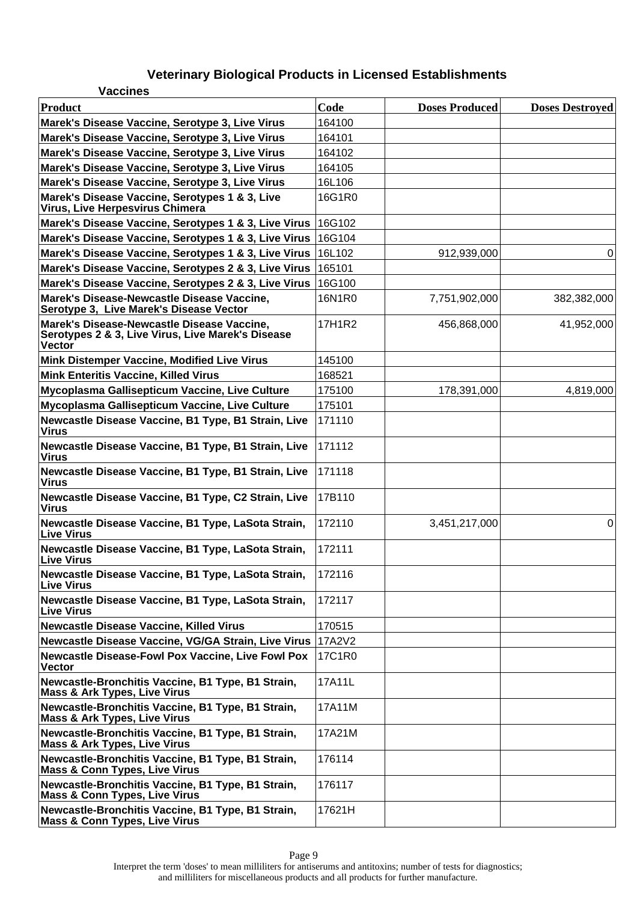# Veterinary Biological Products in Licensed Establishments

## Vaccines

| Product | Code | Doses Produced | Doses Destroyed |
|---|---|---|---|
| Marek's Disease Vaccine, Serotype 3, Live Virus | 164100 | | |
| Marek's Disease Vaccine, Serotype 3, Live Virus | 164101 | | |
| Marek's Disease Vaccine, Serotype 3, Live Virus | 164102 | | |
| Marek's Disease Vaccine, Serotype 3, Live Virus | 164105 | | |
| Marek's Disease Vaccine, Serotype 3, Live Virus | 16L106 | | |
| Marek's Disease Vaccine, Serotypes 1 & 3, Live Virus, Live Herpesvirus Chimera | 16G1R0 | | |
| Marek's Disease Vaccine, Serotypes 1 & 3, Live Virus | 16G102 | | |
| Marek's Disease Vaccine, Serotypes 1 & 3, Live Virus | 16G104 | | |
| Marek's Disease Vaccine, Serotypes 1 & 3, Live Virus | 16L102 | 912,939,000 | 0 |
| Marek's Disease Vaccine, Serotypes 2 & 3, Live Virus | 165101 | | |
| Marek's Disease Vaccine, Serotypes 2 & 3, Live Virus | 16G100 | | |
| Marek's Disease-Newcastle Disease Vaccine, Serotype 3, Live Marek's Disease Vector | 16N1R0 | 7,751,902,000 | 382,382,000 |
| Marek's Disease-Newcastle Disease Vaccine, Serotypes 2 & 3, Live Virus, Live Marek's Disease Vector | 17H1R2 | 456,868,000 | 41,952,000 |
| Mink Distemper Vaccine, Modified Live Virus | 145100 | | |
| Mink Enteritis Vaccine, Killed Virus | 168521 | | |
| Mycoplasma Gallisepticum Vaccine, Live Culture | 175100 | 178,391,000 | 4,819,000 |
| Mycoplasma Gallisepticum Vaccine, Live Culture | 175101 | | |
| Newcastle Disease Vaccine, B1 Type, B1 Strain, Live Virus | 171110 | | |
| Newcastle Disease Vaccine, B1 Type, B1 Strain, Live Virus | 171112 | | |
| Newcastle Disease Vaccine, B1 Type, B1 Strain, Live Virus | 171118 | | |
| Newcastle Disease Vaccine, B1 Type, C2 Strain, Live Virus | 17B110 | | |
| Newcastle Disease Vaccine, B1 Type, LaSota Strain, Live Virus | 172110 | 3,451,217,000 | 0 |
| Newcastle Disease Vaccine, B1 Type, LaSota Strain, Live Virus | 172111 | | |
| Newcastle Disease Vaccine, B1 Type, LaSota Strain, Live Virus | 172116 | | |
| Newcastle Disease Vaccine, B1 Type, LaSota Strain, Live Virus | 172117 | | |
| Newcastle Disease Vaccine, Killed Virus | 170515 | | |
| Newcastle Disease Vaccine, VG/GA Strain, Live Virus | 17A2V2 | | |
| Newcastle Disease-Fowl Pox Vaccine, Live Fowl Pox Vector | 17C1R0 | | |
| Newcastle-Bronchitis Vaccine, B1 Type, B1 Strain, Mass & Ark Types, Live Virus | 17A11L | | |
| Newcastle-Bronchitis Vaccine, B1 Type, B1 Strain, Mass & Ark Types, Live Virus | 17A11M | | |
| Newcastle-Bronchitis Vaccine, B1 Type, B1 Strain, Mass & Ark Types, Live Virus | 17A21M | | |
| Newcastle-Bronchitis Vaccine, B1 Type, B1 Strain, Mass & Conn Types, Live Virus | 176114 | | |
| Newcastle-Bronchitis Vaccine, B1 Type, B1 Strain, Mass & Conn Types, Live Virus | 176117 | | |
| Newcastle-Bronchitis Vaccine, B1 Type, B1 Strain, Mass & Conn Types, Live Virus | 17621H | | |

Interpret the term 'doses' to mean milliliters for antiserums and antitoxins; number of tests for diagnostics; and milliliters for miscellaneous products and all products for further manufacture.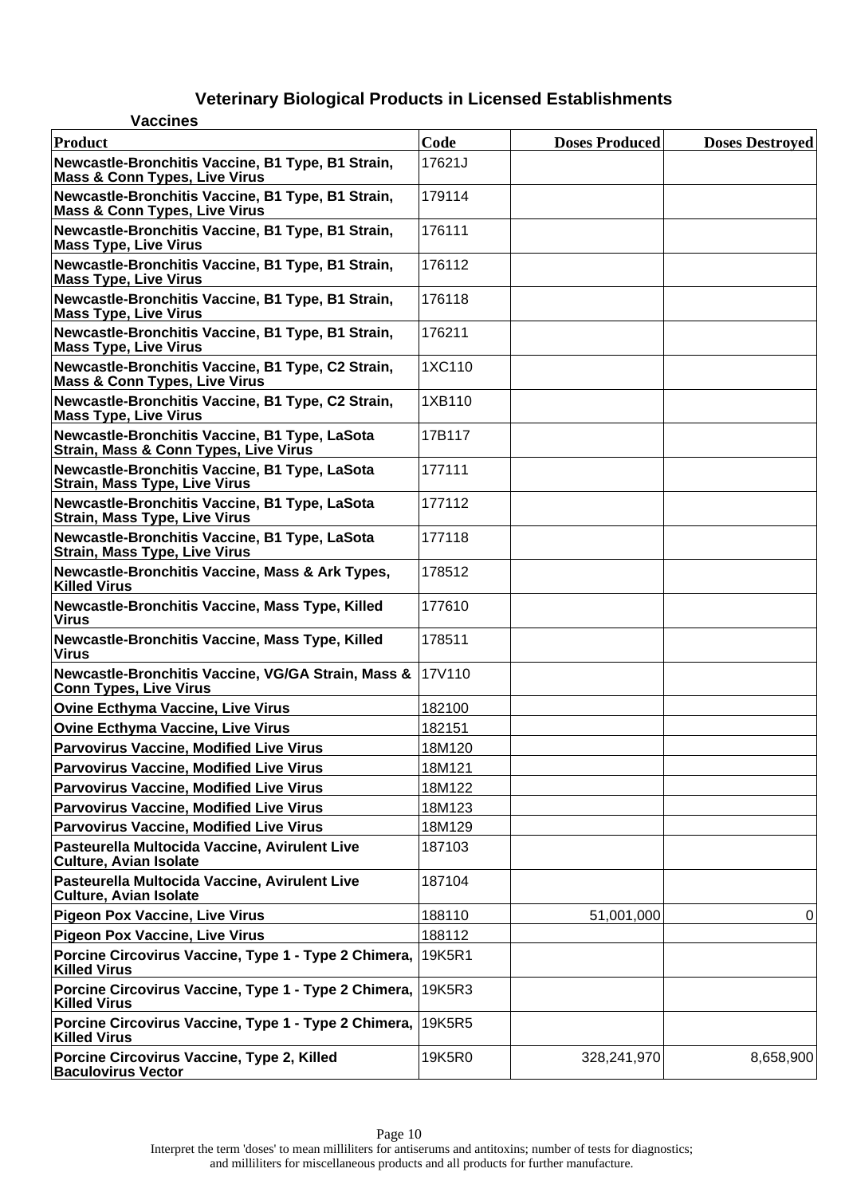## Veterinary Biological Products in Licensed Establishments

### Vaccines

| Product | Code | Doses Produced | Doses Destroyed |
|---|---|---|---|
| Newcastle-Bronchitis Vaccine, B1 Type, B1 Strain, Mass & Conn Types, Live Virus | 17621J | | |
| Newcastle-Bronchitis Vaccine, B1 Type, B1 Strain, Mass & Conn Types, Live Virus | 179114 | | |
| Newcastle-Bronchitis Vaccine, B1 Type, B1 Strain, Mass Type, Live Virus | 176111 | | |
| Newcastle-Bronchitis Vaccine, B1 Type, B1 Strain, Mass Type, Live Virus | 176112 | | |
| Newcastle-Bronchitis Vaccine, B1 Type, B1 Strain, Mass Type, Live Virus | 176118 | | |
| Newcastle-Bronchitis Vaccine, B1 Type, B1 Strain, Mass Type, Live Virus | 176211 | | |
| Newcastle-Bronchitis Vaccine, B1 Type, C2 Strain, Mass & Conn Types, Live Virus | 1XC110 | | |
| Newcastle-Bronchitis Vaccine, B1 Type, C2 Strain, Mass Type, Live Virus | 1XB110 | | |
| Newcastle-Bronchitis Vaccine, B1 Type, LaSota Strain, Mass & Conn Types, Live Virus | 17B117 | | |
| Newcastle-Bronchitis Vaccine, B1 Type, LaSota Strain, Mass Type, Live Virus | 177111 | | |
| Newcastle-Bronchitis Vaccine, B1 Type, LaSota Strain, Mass Type, Live Virus | 177112 | | |
| Newcastle-Bronchitis Vaccine, B1 Type, LaSota Strain, Mass Type, Live Virus | 177118 | | |
| Newcastle-Bronchitis Vaccine, Mass & Ark Types, Killed Virus | 178512 | | |
| Newcastle-Bronchitis Vaccine, Mass Type, Killed Virus | 177610 | | |
| Newcastle-Bronchitis Vaccine, Mass Type, Killed Virus | 178511 | | |
| Newcastle-Bronchitis Vaccine, VG/GA Strain, Mass & Conn Types, Live Virus | 17V110 | | |
| Ovine Ecthyma Vaccine, Live Virus | 182100 | | |
| Ovine Ecthyma Vaccine, Live Virus | 182151 | | |
| Parvovirus Vaccine, Modified Live Virus | 18M120 | | |
| Parvovirus Vaccine, Modified Live Virus | 18M121 | | |
| Parvovirus Vaccine, Modified Live Virus | 18M122 | | |
| Parvovirus Vaccine, Modified Live Virus | 18M123 | | |
| Parvovirus Vaccine, Modified Live Virus | 18M129 | | |
| Pasteurella Multocida Vaccine, Avirulent Live Culture, Avian Isolate | 187103 | | |
| Pasteurella Multocida Vaccine, Avirulent Live Culture, Avian Isolate | 187104 | | |
| Pigeon Pox Vaccine, Live Virus | 188110 | 51,001,000 | 0 |
| Pigeon Pox Vaccine, Live Virus | 188112 | | |
| Porcine Circovirus Vaccine, Type 1 - Type 2 Chimera, Killed Virus | 19K5R1 | | |
| Porcine Circovirus Vaccine, Type 1 - Type 2 Chimera, Killed Virus | 19K5R3 | | |
| Porcine Circovirus Vaccine, Type 1 - Type 2 Chimera, Killed Virus | 19K5R5 | | |
| Porcine Circovirus Vaccine, Type 2, Killed Baculovirus Vector | 19K5R0 | 328,241,970 | 8,658,900 |

Interpret the term 'doses' to mean milliliters for antiserums and antitoxins; number of tests for diagnostics; and milliliters for miscellaneous products and all products for further manufacture.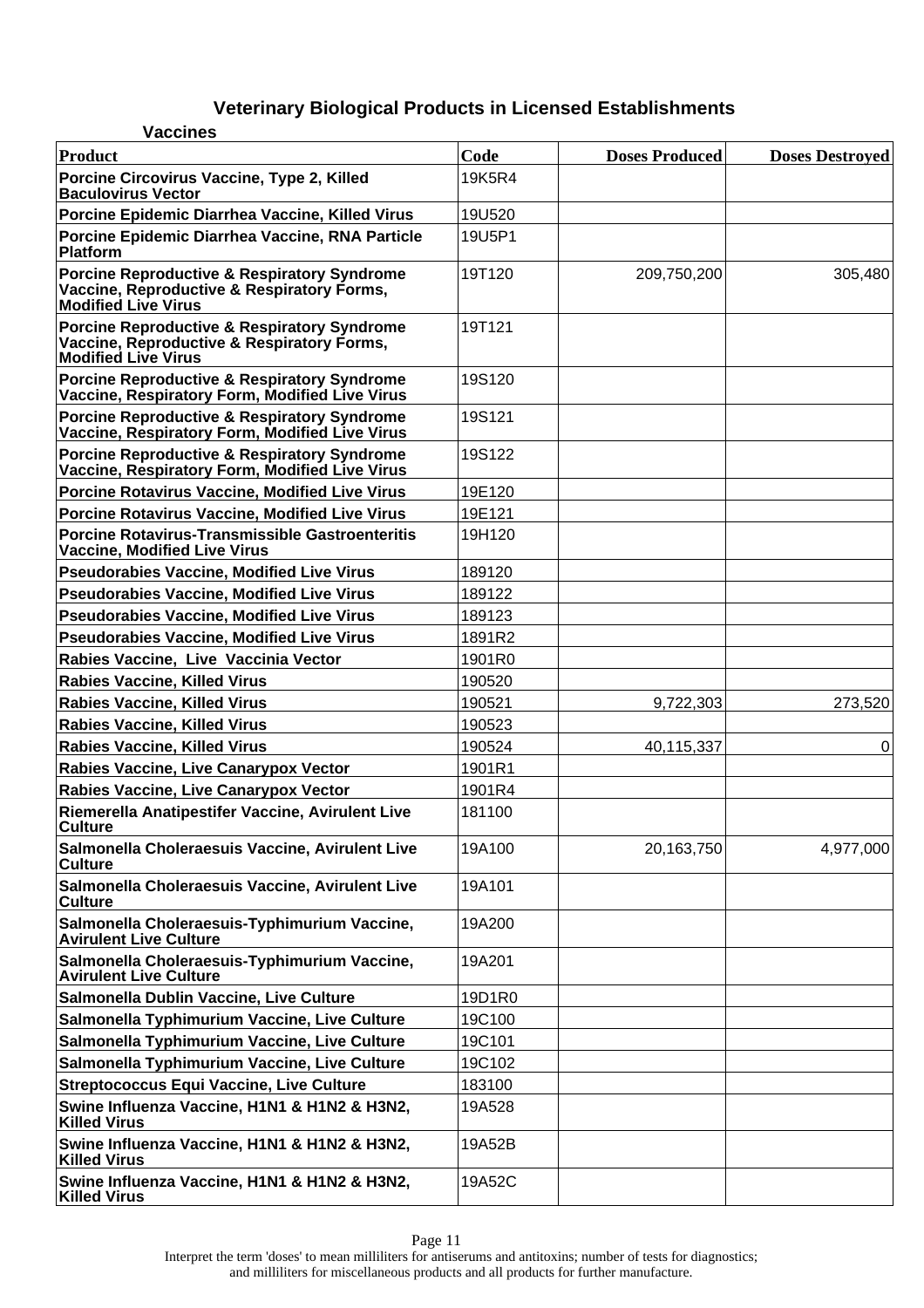## Veterinary Biological Products in Licensed Establishments

### Vaccines

| Product | Code | Doses Produced | Doses Destroyed |
|---|---|---|---|
| Porcine Circovirus Vaccine, Type 2, Killed Baculovirus Vector | 19K5R4 | | |
| Porcine Epidemic Diarrhea Vaccine, Killed Virus | 19U520 | | |
| Porcine Epidemic Diarrhea Vaccine, RNA Particle Platform | 19U5P1 | | |
| Porcine Reproductive & Respiratory Syndrome Vaccine, Reproductive & Respiratory Forms, Modified Live Virus | 19T120 | 209,750,200 | 305,480 |
| Porcine Reproductive & Respiratory Syndrome Vaccine, Reproductive & Respiratory Forms, Modified Live Virus | 19T121 | | |
| Porcine Reproductive & Respiratory Syndrome Vaccine, Respiratory Form, Modified Live Virus | 19S120 | | |
| Porcine Reproductive & Respiratory Syndrome Vaccine, Respiratory Form, Modified Live Virus | 19S121 | | |
| Porcine Reproductive & Respiratory Syndrome Vaccine, Respiratory Form, Modified Live Virus | 19S122 | | |
| Porcine Rotavirus Vaccine, Modified Live Virus | 19E120 | | |
| Porcine Rotavirus Vaccine, Modified Live Virus | 19E121 | | |
| Porcine Rotavirus-Transmissible Gastroenteritis Vaccine, Modified Live Virus | 19H120 | | |
| Pseudorabies Vaccine, Modified Live Virus | 189120 | | |
| Pseudorabies Vaccine, Modified Live Virus | 189122 | | |
| Pseudorabies Vaccine, Modified Live Virus | 189123 | | |
| Pseudorabies Vaccine, Modified Live Virus | 1891R2 | | |
| Rabies Vaccine, Live Vaccinia Vector | 1901R0 | | |
| Rabies Vaccine, Killed Virus | 190520 | | |
| Rabies Vaccine, Killed Virus | 190521 | 9,722,303 | 273,520 |
| Rabies Vaccine, Killed Virus | 190523 | | |
| Rabies Vaccine, Killed Virus | 190524 | 40,115,337 | 0 |
| Rabies Vaccine, Live Canarypox Vector | 1901R1 | | |
| Rabies Vaccine, Live Canarypox Vector | 1901R4 | | |
| Riemerella Anatipestifer Vaccine, Avirulent Live Culture | 181100 | | |
| Salmonella Choleraesuis Vaccine, Avirulent Live Culture | 19A100 | 20,163,750 | 4,977,000 |
| Salmonella Choleraesuis Vaccine, Avirulent Live Culture | 19A101 | | |
| Salmonella Choleraesuis-Typhimurium Vaccine, Avirulent Live Culture | 19A200 | | |
| Salmonella Choleraesuis-Typhimurium Vaccine, Avirulent Live Culture | 19A201 | | |
| Salmonella Dublin Vaccine, Live Culture | 19D1R0 | | |
| Salmonella Typhimurium Vaccine, Live Culture | 19C100 | | |
| Salmonella Typhimurium Vaccine, Live Culture | 19C101 | | |
| Salmonella Typhimurium Vaccine, Live Culture | 19C102 | | |
| Streptococcus Equi Vaccine, Live Culture | 183100 | | |
| Swine Influenza Vaccine, H1N1 & H1N2 & H3N2, Killed Virus | 19A528 | | |
| Swine Influenza Vaccine, H1N1 & H1N2 & H3N2, Killed Virus | 19A52B | | |
| Swine Influenza Vaccine, H1N1 & H1N2 & H3N2, Killed Virus | 19A52C | | |

Interpret the term 'doses' to mean milliliters for antiserums and antitoxins; number of tests for diagnostics; and milliliters for miscellaneous products and all products for further manufacture.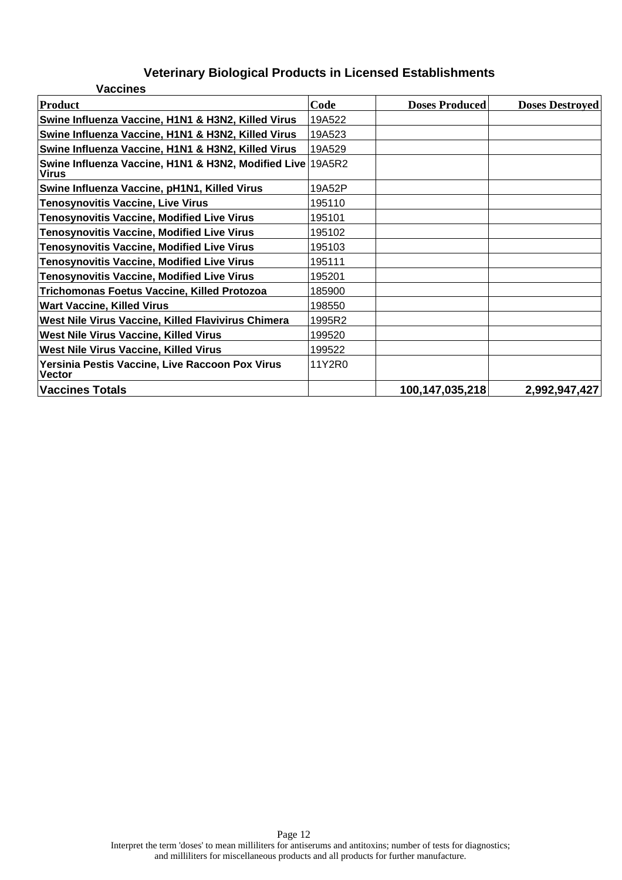# Veterinary Biological Products in Licensed Establishments

## Vaccines

| Product | Code | Doses Produced | Doses Destroyed |
|---|---|---|---|
| **Swine Influenza Vaccine, H1N1 & H3N2, Killed Virus** | 19A522 | | |
| **Swine Influenza Vaccine, H1N1 & H3N2, Killed Virus** | 19A523 | | |
| **Swine Influenza Vaccine, H1N1 & H3N2, Killed Virus** | 19A529 | | |
| **Swine Influenza Vaccine, H1N1 & H3N2, Modified Live Virus** | 19A5R2 | | |
| **Swine Influenza Vaccine, pH1N1, Killed Virus** | 19A52P | | |
| **Tenosynovitis Vaccine, Live Virus** | 195110 | | |
| **Tenosynovitis Vaccine, Modified Live Virus** | 195101 | | |
| **Tenosynovitis Vaccine, Modified Live Virus** | 195102 | | |
| **Tenosynovitis Vaccine, Modified Live Virus** | 195103 | | |
| **Tenosynovitis Vaccine, Modified Live Virus** | 195111 | | |
| **Tenosynovitis Vaccine, Modified Live Virus** | 195201 | | |
| **Trichomonas Foetus Vaccine, Killed Protozoa** | 185900 | | |
| **Wart Vaccine, Killed Virus** | 198550 | | |
| **West Nile Virus Vaccine, Killed Flavivirus Chimera** | 1995R2 | | |
| **West Nile Virus Vaccine, Killed Virus** | 199520 | | |
| **West Nile Virus Vaccine, Killed Virus** | 199522 | | |
| **Yersinia Pestis Vaccine, Live Raccoon Pox Virus Vector** | 11Y2R0 | | |
| **Vaccines Totals** | | **100,147,035,218** | **2,992,947,427** |

Interpret the term 'doses' to mean milliliters for antiserums and antitoxins; number of tests for diagnostics; and milliliters for miscellaneous products and all products for further manufacture.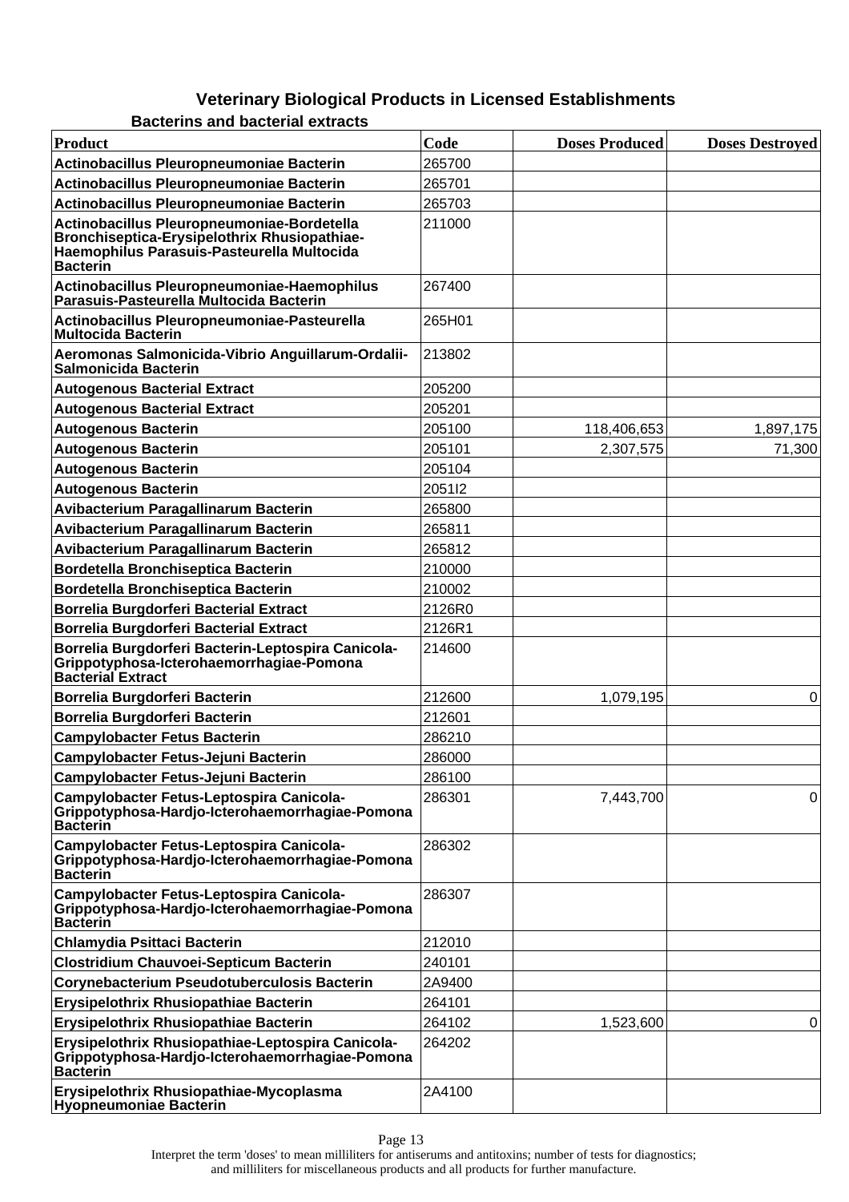## Veterinary Biological Products in Licensed Establishments

### Bacterins and bacterial extracts

| Product | Code | Doses Produced | Doses Destroyed |
|---|---|---|---|
| Actinobacillus Pleuropneumoniae Bacterin | 265700 | | |
| Actinobacillus Pleuropneumoniae Bacterin | 265701 | | |
| Actinobacillus Pleuropneumoniae Bacterin | 265703 | | |
| Actinobacillus Pleuropneumoniae-Bordetella Bronchiseptica-Erysipelothrix Rhusiopathiae-Haemophilus Parasuis-Pasteurella Multocida Bacterin | 211000 | | |
| Actinobacillus Pleuropneumoniae-Haemophilus Parasuis-Pasteurella Multocida Bacterin | 267400 | | |
| Actinobacillus Pleuropneumoniae-Pasteurella Multocida Bacterin | 265H01 | | |
| Aeromonas Salmonicida-Vibrio Anguillarum-Ordalii-Salmonicida Bacterin | 213802 | | |
| Autogenous Bacterial Extract | 205200 | | |
| Autogenous Bacterial Extract | 205201 | | |
| Autogenous Bacterin | 205100 | 118,406,653 | 1,897,175 |
| Autogenous Bacterin | 205101 | 2,307,575 | 71,300 |
| Autogenous Bacterin | 205104 | | |
| Autogenous Bacterin | 2051I2 | | |
| Avibacterium Paragallinarum Bacterin | 265800 | | |
| Avibacterium Paragallinarum Bacterin | 265811 | | |
| Avibacterium Paragallinarum Bacterin | 265812 | | |
| Bordetella Bronchiseptica Bacterin | 210000 | | |
| Bordetella Bronchiseptica Bacterin | 210002 | | |
| Borrelia Burgdorferi Bacterial Extract | 2126R0 | | |
| Borrelia Burgdorferi Bacterial Extract | 2126R1 | | |
| Borrelia Burgdorferi Bacterin-Leptospira Canicola-Grippotyphosa-Icterohaemorrhagiae-Pomona Bacterial Extract | 214600 | | |
| Borrelia Burgdorferi Bacterin | 212600 | 1,079,195 | 0 |
| Borrelia Burgdorferi Bacterin | 212601 | | |
| Campylobacter Fetus Bacterin | 286210 | | |
| Campylobacter Fetus-Jejuni Bacterin | 286000 | | |
| Campylobacter Fetus-Jejuni Bacterin | 286100 | | |
| Campylobacter Fetus-Leptospira Canicola-Grippotyphosa-Hardjo-Icterohaemorrhagiae-Pomona Bacterin | 286301 | 7,443,700 | 0 |
| Campylobacter Fetus-Leptospira Canicola-Grippotyphosa-Hardjo-Icterohaemorrhagiae-Pomona Bacterin | 286302 | | |
| Campylobacter Fetus-Leptospira Canicola-Grippotyphosa-Hardjo-Icterohaemorrhagiae-Pomona Bacterin | 286307 | | |
| Chlamydia Psittaci Bacterin | 212010 | | |
| Clostridium Chauvoei-Septicum Bacterin | 240101 | | |
| Corynebacterium Pseudotuberculosis Bacterin | 2A9400 | | |
| Erysipelothrix Rhusiopathiae Bacterin | 264101 | | |
| Erysipelothrix Rhusiopathiae Bacterin | 264102 | 1,523,600 | 0 |
| Erysipelothrix Rhusiopathiae-Leptospira Canicola-Grippotyphosa-Hardjo-Icterohaemorrhagiae-Pomona Bacterin | 264202 | | |
| Erysipelothrix Rhusiopathiae-Mycoplasma Hyopneumoniae Bacterin | 2A4100 | | |

Interpret the term 'doses' to mean milliliters for antiserums and antitoxins; number of tests for diagnostics; and milliliters for miscellaneous products and all products for further manufacture.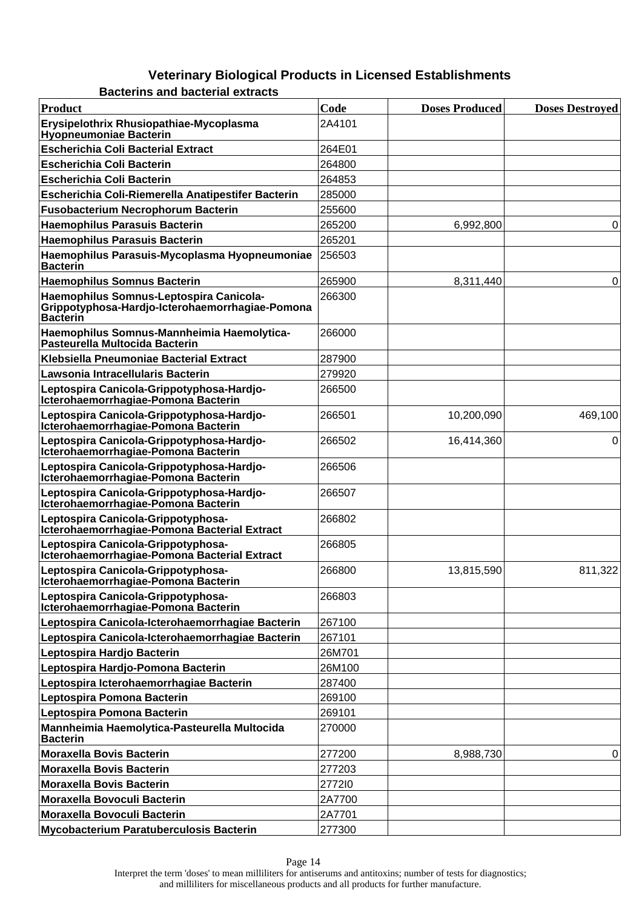# Veterinary Biological Products in Licensed Establishments

## Bacterins and bacterial extracts

| Product | Code | Doses Produced | Doses Destroyed |
|---|---|---|---|
| Erysipelothrix Rhusiopathiae-Mycoplasma Hyopneumoniae Bacterin | 2A4101 | | |
| Escherichia Coli Bacterial Extract | 264E01 | | |
| Escherichia Coli Bacterin | 264800 | | |
| Escherichia Coli Bacterin | 264853 | | |
| Escherichia Coli-Riemerella Anatipestifer Bacterin | 285000 | | |
| Fusobacterium Necrophorum Bacterin | 255600 | | |
| Haemophilus Parasuis Bacterin | 265200 | 6,992,800 | 0 |
| Haemophilus Parasuis Bacterin | 265201 | | |
| Haemophilus Parasuis-Mycoplasma Hyopneumoniae Bacterin | 256503 | | |
| Haemophilus Somnus Bacterin | 265900 | 8,311,440 | 0 |
| Haemophilus Somnus-Leptospira Canicola-Grippotyphosa-Hardjo-Icterohaemorrhagiae-Pomona Bacterin | 266300 | | |
| Haemophilus Somnus-Mannheimia Haemolytica-Pasteurella Multocida Bacterin | 266000 | | |
| Klebsiella Pneumoniae Bacterial Extract | 287900 | | |
| Lawsonia Intracellularis Bacterin | 279920 | | |
| Leptospira Canicola-Grippotyphosa-Hardjo-Icterohaemorrhagiae-Pomona Bacterin | 266500 | | |
| Leptospira Canicola-Grippotyphosa-Hardjo-Icterohaemorrhagiae-Pomona Bacterin | 266501 | 10,200,090 | 469,100 |
| Leptospira Canicola-Grippotyphosa-Hardjo-Icterohaemorrhagiae-Pomona Bacterin | 266502 | 16,414,360 | 0 |
| Leptospira Canicola-Grippotyphosa-Hardjo-Icterohaemorrhagiae-Pomona Bacterin | 266506 | | |
| Leptospira Canicola-Grippotyphosa-Hardjo-Icterohaemorrhagiae-Pomona Bacterin | 266507 | | |
| Leptospira Canicola-Grippotyphosa-Icterohaemorrhagiae-Pomona Bacterial Extract | 266802 | | |
| Leptospira Canicola-Grippotyphosa-Icterohaemorrhagiae-Pomona Bacterial Extract | 266805 | | |
| Leptospira Canicola-Grippotyphosa-Icterohaemorrhagiae-Pomona Bacterin | 266800 | 13,815,590 | 811,322 |
| Leptospira Canicola-Grippotyphosa-Icterohaemorrhagiae-Pomona Bacterin | 266803 | | |
| Leptospira Canicola-Icterohaemorrhagiae Bacterin | 267100 | | |
| Leptospira Canicola-Icterohaemorrhagiae Bacterin | 267101 | | |
| Leptospira Hardjo Bacterin | 26M701 | | |
| Leptospira Hardjo-Pomona Bacterin | 26M100 | | |
| Leptospira Icterohaemorrhagiae Bacterin | 287400 | | |
| Leptospira Pomona Bacterin | 269100 | | |
| Leptospira Pomona Bacterin | 269101 | | |
| Mannheimia Haemolytica-Pasteurella Multocida Bacterin | 270000 | | |
| Moraxella Bovis Bacterin | 277200 | 8,988,730 | 0 |
| Moraxella Bovis Bacterin | 277203 | | |
| Moraxella Bovis Bacterin | 2772I0 | | |
| Moraxella Bovoculi Bacterin | 2A7700 | | |
| Moraxella Bovoculi Bacterin | 2A7701 | | |
| Mycobacterium Paratuberculosis Bacterin | 277300 | | |

Interpret the term 'doses' to mean milliliters for antiserums and antitoxins; number of tests for diagnostics; and milliliters for miscellaneous products and all products for further manufacture.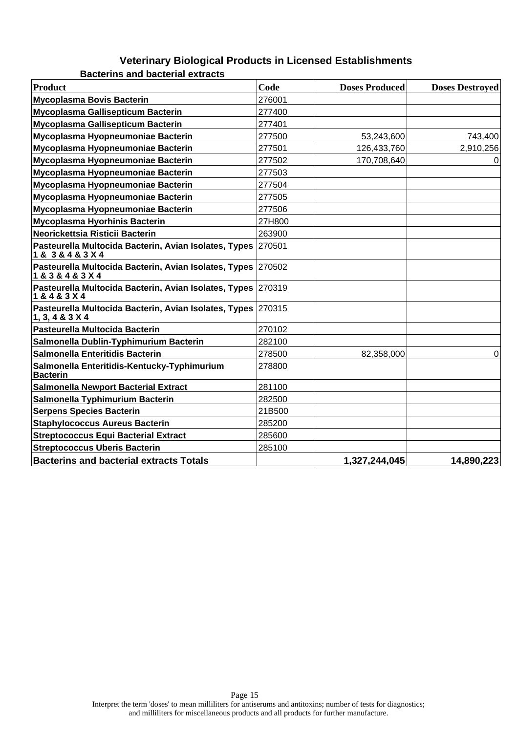## Veterinary Biological Products in Licensed Establishments

### Bacterins and bacterial extracts

| Product | Code | Doses Produced | Doses Destroyed |
|---|---|---|---|
| **Mycoplasma Bovis Bacterin** | 276001 | | |
| **Mycoplasma Gallisepticum Bacterin** | 277400 | | |
| **Mycoplasma Gallisepticum Bacterin** | 277401 | | |
| **Mycoplasma Hyopneumoniae Bacterin** | 277500 | 53,243,600 | 743,400 |
| **Mycoplasma Hyopneumoniae Bacterin** | 277501 | 126,433,760 | 2,910,256 |
| **Mycoplasma Hyopneumoniae Bacterin** | 277502 | 170,708,640 | 0 |
| **Mycoplasma Hyopneumoniae Bacterin** | 277503 | | |
| **Mycoplasma Hyopneumoniae Bacterin** | 277504 | | |
| **Mycoplasma Hyopneumoniae Bacterin** | 277505 | | |
| **Mycoplasma Hyopneumoniae Bacterin** | 277506 | | |
| **Mycoplasma Hyorhinis Bacterin** | 27H800 | | |
| **Neorickettsia Risticii Bacterin** | 263900 | | |
| **Pasteurella Multocida Bacterin, Avian Isolates, Types 1 & 3 & 4 & 3 X 4** | 270501 | | |
| **Pasteurella Multocida Bacterin, Avian Isolates, Types 1 & 3 & 4 & 3 X 4** | 270502 | | |
| **Pasteurella Multocida Bacterin, Avian Isolates, Types 1 & 4 & 3 X 4** | 270319 | | |
| **Pasteurella Multocida Bacterin, Avian Isolates, Types 1, 3, 4 & 3 X 4** | 270315 | | |
| **Pasteurella Multocida Bacterin** | 270102 | | |
| **Salmonella Dublin-Typhimurium Bacterin** | 282100 | | |
| **Salmonella Enteritidis Bacterin** | 278500 | 82,358,000 | 0 |
| **Salmonella Enteritidis-Kentucky-Typhimurium Bacterin** | 278800 | | |
| **Salmonella Newport Bacterial Extract** | 281100 | | |
| **Salmonella Typhimurium Bacterin** | 282500 | | |
| **Serpens Species Bacterin** | 21B500 | | |
| **Staphylococcus Aureus Bacterin** | 285200 | | |
| **Streptococcus Equi Bacterial Extract** | 285600 | | |
| **Streptococcus Uberis Bacterin** | 285100 | | |
| **Bacterins and bacterial extracts Totals** | | **1,327,244,045** | **14,890,223** |

Interpret the term 'doses' to mean milliliters for antiserums and antitoxins; number of tests for diagnostics; and milliliters for miscellaneous products and all products for further manufacture.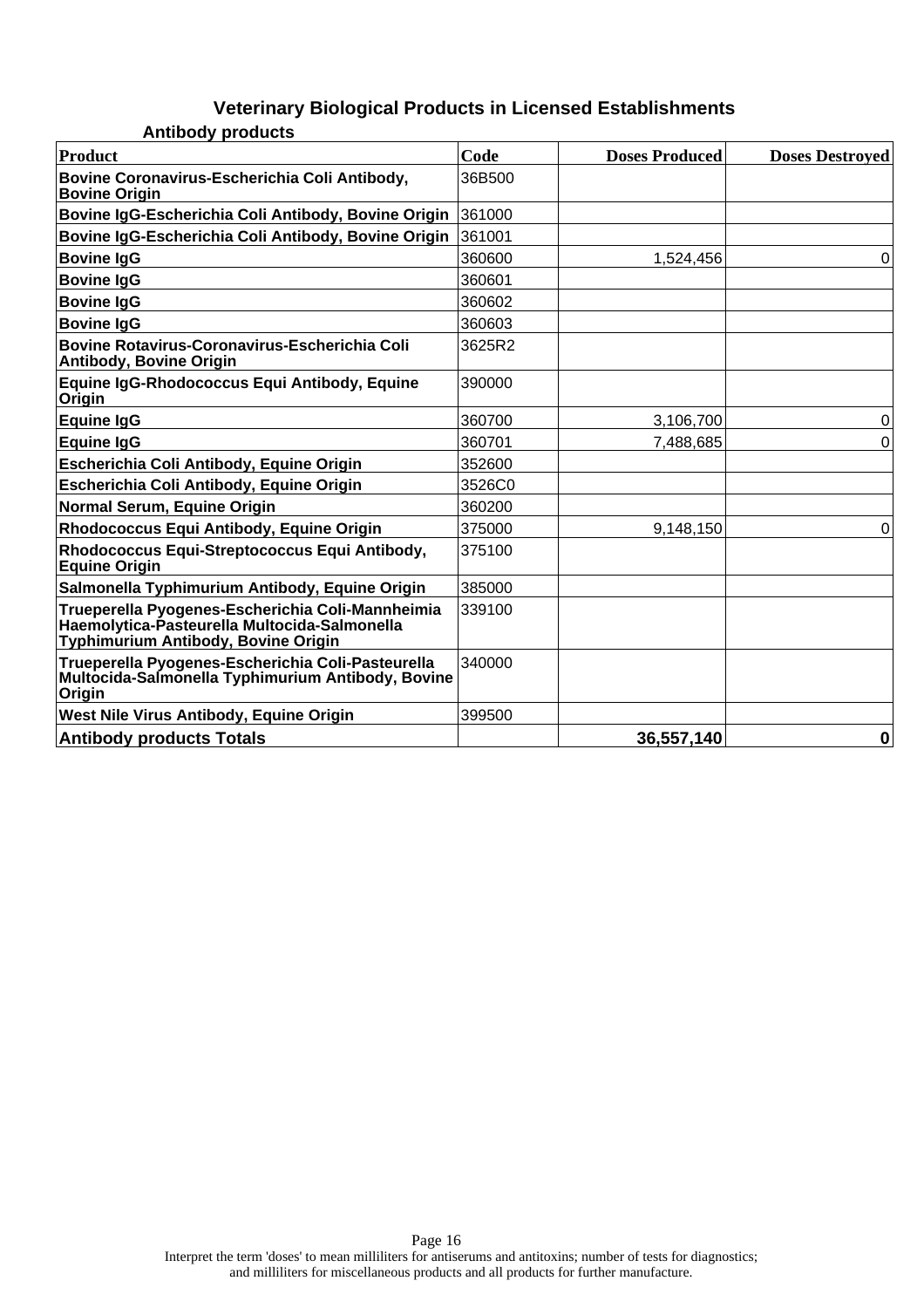# Veterinary Biological Products in Licensed Establishments

## Antibody products

| Product | Code | Doses Produced | Doses Destroyed |
|---|---|---|---|
| **Bovine Coronavirus-Escherichia Coli Antibody, Bovine Origin** | 36B500 | | |
| **Bovine IgG-Escherichia Coli Antibody, Bovine Origin** | 361000 | | |
| **Bovine IgG-Escherichia Coli Antibody, Bovine Origin** | 361001 | | |
| **Bovine IgG** | 360600 | 1,524,456 | 0 |
| **Bovine IgG** | 360601 | | |
| **Bovine IgG** | 360602 | | |
| **Bovine IgG** | 360603 | | |
| **Bovine Rotavirus-Coronavirus-Escherichia Coli Antibody, Bovine Origin** | 3625R2 | | |
| **Equine IgG-Rhodococcus Equi Antibody, Equine Origin** | 390000 | | |
| **Equine IgG** | 360700 | 3,106,700 | 0 |
| **Equine IgG** | 360701 | 7,488,685 | 0 |
| **Escherichia Coli Antibody, Equine Origin** | 352600 | | |
| **Escherichia Coli Antibody, Equine Origin** | 3526C0 | | |
| **Normal Serum, Equine Origin** | 360200 | | |
| **Rhodococcus Equi Antibody, Equine Origin** | 375000 | 9,148,150 | 0 |
| **Rhodococcus Equi-Streptococcus Equi Antibody, Equine Origin** | 375100 | | |
| **Salmonella Typhimurium Antibody, Equine Origin** | 385000 | | |
| **Trueperella Pyogenes-Escherichia Coli-Mannheimia Haemolytica-Pasteurella Multocida-Salmonella Typhimurium Antibody, Bovine Origin** | 339100 | | |
| **Trueperella Pyogenes-Escherichia Coli-Pasteurella Multocida-Salmonella Typhimurium Antibody, Bovine Origin** | 340000 | | |
| **West Nile Virus Antibody, Equine Origin** | 399500 | | |
| **Antibody products Totals** | | **36,557,140** | **0** |

Interpret the term 'doses' to mean milliliters for antiserums and antitoxins; number of tests for diagnostics; and milliliters for miscellaneous products and all products for further manufacture.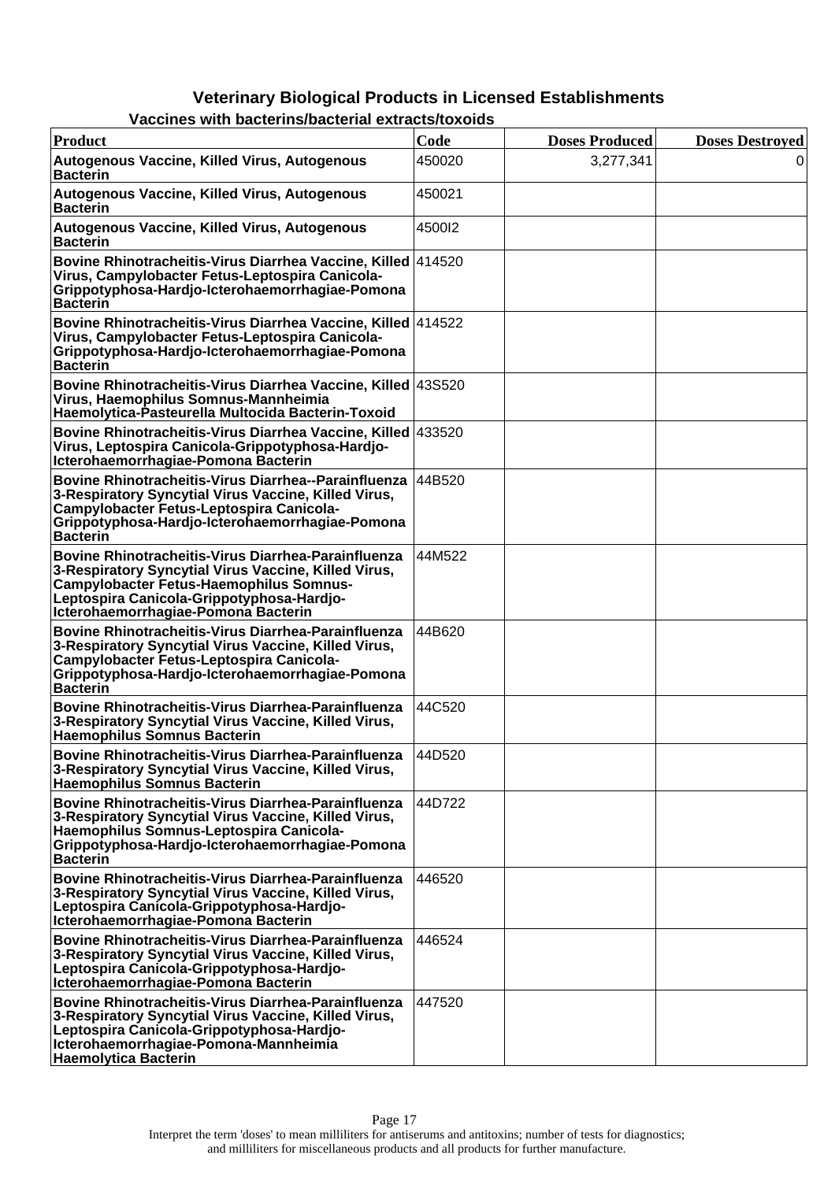# Veterinary Biological Products in Licensed Establishments

## Vaccines with bacterins/bacterial extracts/toxoids

| Product | Code | Doses Produced | Doses Destroyed |
|---|---|---|---|
| Autogenous Vaccine, Killed Virus, Autogenous Bacterin | 450020 | 3,277,341 | 0 |
| Autogenous Vaccine, Killed Virus, Autogenous Bacterin | 450021 | | |
| Autogenous Vaccine, Killed Virus, Autogenous Bacterin | 4500I2 | | |
| Bovine Rhinotracheitis-Virus Diarrhea Vaccine, Killed Virus, Campylobacter Fetus-Leptospira Canicola-Grippotyphosa-Hardjo-Icterohaemorrhagiae-Pomona Bacterin | 414520 | | |
| Bovine Rhinotracheitis-Virus Diarrhea Vaccine, Killed Virus, Campylobacter Fetus-Leptospira Canicola-Grippotyphosa-Hardjo-Icterohaemorrhagiae-Pomona Bacterin | 414522 | | |
| Bovine Rhinotracheitis-Virus Diarrhea Vaccine, Killed Virus, Haemophilus Somnus-Mannheimia Haemolytica-Pasteurella Multocida Bacterin-Toxoid | 43S520 | | |
| Bovine Rhinotracheitis-Virus Diarrhea Vaccine, Killed Virus, Leptospira Canicola-Grippotyphosa-Hardjo-Icterohaemorrhagiae-Pomona Bacterin | 433520 | | |
| Bovine Rhinotracheitis-Virus Diarrhea--Parainfluenza 3-Respiratory Syncytial Virus Vaccine, Killed Virus, Campylobacter Fetus-Leptospira Canicola-Grippotyphosa-Hardjo-Icterohaemorrhagiae-Pomona Bacterin | 44B520 | | |
| Bovine Rhinotracheitis-Virus Diarrhea-Parainfluenza 3-Respiratory Syncytial Virus Vaccine, Killed Virus, Campylobacter Fetus-Haemophilus Somnus-Leptospira Canicola-Grippotyphosa-Hardjo-Icterohaemorrhagiae-Pomona Bacterin | 44M522 | | |
| Bovine Rhinotracheitis-Virus Diarrhea-Parainfluenza 3-Respiratory Syncytial Virus Vaccine, Killed Virus, Campylobacter Fetus-Leptospira Canicola-Grippotyphosa-Hardjo-Icterohaemorrhagiae-Pomona Bacterin | 44B620 | | |
| Bovine Rhinotracheitis-Virus Diarrhea-Parainfluenza 3-Respiratory Syncytial Virus Vaccine, Killed Virus, Haemophilus Somnus Bacterin | 44C520 | | |
| Bovine Rhinotracheitis-Virus Diarrhea-Parainfluenza 3-Respiratory Syncytial Virus Vaccine, Killed Virus, Haemophilus Somnus Bacterin | 44D520 | | |
| Bovine Rhinotracheitis-Virus Diarrhea-Parainfluenza 3-Respiratory Syncytial Virus Vaccine, Killed Virus, Haemophilus Somnus-Leptospira Canicola-Grippotyphosa-Hardjo-Icterohaemorrhagiae-Pomona Bacterin | 44D722 | | |
| Bovine Rhinotracheitis-Virus Diarrhea-Parainfluenza 3-Respiratory Syncytial Virus Vaccine, Killed Virus, Leptospira Canicola-Grippotyphosa-Hardjo-Icterohaemorrhagiae-Pomona Bacterin | 446520 | | |
| Bovine Rhinotracheitis-Virus Diarrhea-Parainfluenza 3-Respiratory Syncytial Virus Vaccine, Killed Virus, Leptospira Canicola-Grippotyphosa-Hardjo-Icterohaemorrhagiae-Pomona Bacterin | 446524 | | |
| Bovine Rhinotracheitis-Virus Diarrhea-Parainfluenza 3-Respiratory Syncytial Virus Vaccine, Killed Virus, Leptospira Canicola-Grippotyphosa-Hardjo-Icterohaemorrhagiae-Pomona-Mannheimia Haemolytica Bacterin | 447520 | | |

Interpret the term 'doses' to mean milliliters for antiserums and antitoxins; number of tests for diagnostics; and milliliters for miscellaneous products and all products for further manufacture.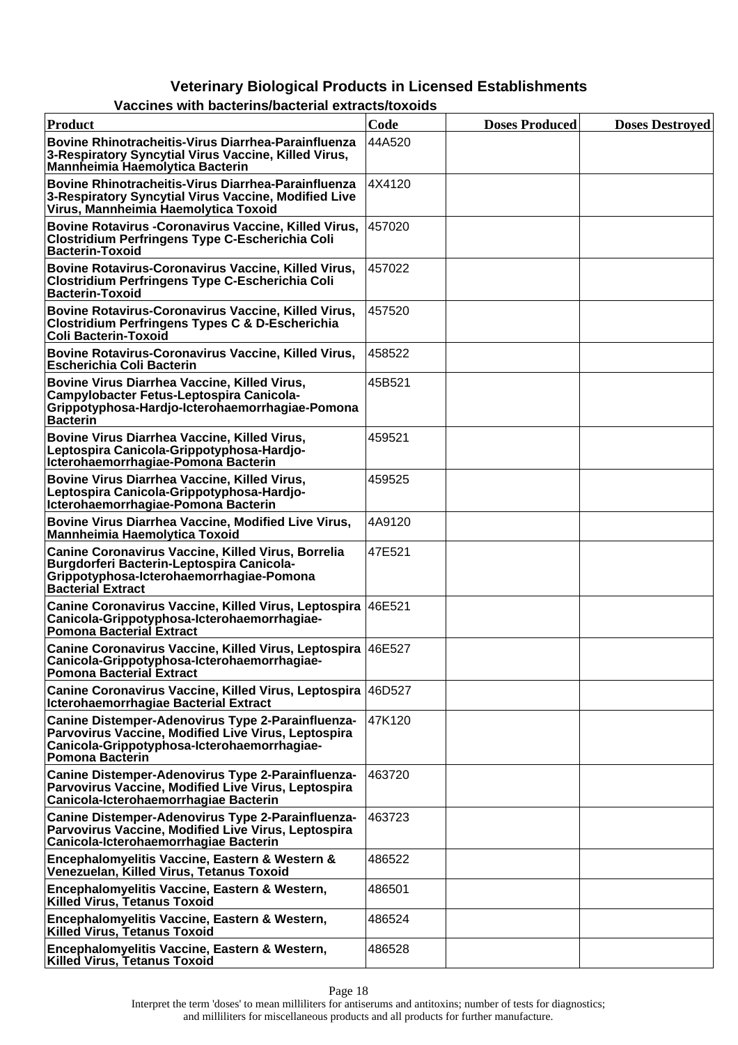# Veterinary Biological Products in Licensed Establishments

## Vaccines with bacterins/bacterial extracts/toxoids

| Product | Code | Doses Produced | Doses Destroyed |
|---|---|---|---|
| Bovine Rhinotracheitis-Virus Diarrhea-Parainfluenza 3-Respiratory Syncytial Virus Vaccine, Killed Virus, Mannheimia Haemolytica Bacterin | 44A520 | | |
| Bovine Rhinotracheitis-Virus Diarrhea-Parainfluenza 3-Respiratory Syncytial Virus Vaccine, Modified Live Virus, Mannheimia Haemolytica Toxoid | 4X4120 | | |
| Bovine Rotavirus -Coronavirus Vaccine, Killed Virus, Clostridium Perfringens Type C-Escherichia Coli Bacterin-Toxoid | 457020 | | |
| Bovine Rotavirus-Coronavirus Vaccine, Killed Virus, Clostridium Perfringens Type C-Escherichia Coli Bacterin-Toxoid | 457022 | | |
| Bovine Rotavirus-Coronavirus Vaccine, Killed Virus, Clostridium Perfringens Types C & D-Escherichia Coli Bacterin-Toxoid | 457520 | | |
| Bovine Rotavirus-Coronavirus Vaccine, Killed Virus, Escherichia Coli Bacterin | 458522 | | |
| Bovine Virus Diarrhea Vaccine, Killed Virus, Campylobacter Fetus-Leptospira Canicola-Grippotyphosa-Hardjo-Icterohaemorrhagiae-Pomona Bacterin | 45B521 | | |
| Bovine Virus Diarrhea Vaccine, Killed Virus, Leptospira Canicola-Grippotyphosa-Hardjo-Icterohaemorrhagiae-Pomona Bacterin | 459521 | | |
| Bovine Virus Diarrhea Vaccine, Killed Virus, Leptospira Canicola-Grippotyphosa-Hardjo-Icterohaemorrhagiae-Pomona Bacterin | 459525 | | |
| Bovine Virus Diarrhea Vaccine, Modified Live Virus, Mannheimia Haemolytica Toxoid | 4A9120 | | |
| Canine Coronavirus Vaccine, Killed Virus, Borrelia Burgdorferi Bacterin-Leptospira Canicola-Grippotyphosa-Icterohaemorrhagiae-Pomona Bacterial Extract | 47E521 | | |
| Canine Coronavirus Vaccine, Killed Virus, Leptospira Canicola-Grippotyphosa-Icterohaemorrhagiae-Pomona Bacterial Extract | 46E521 | | |
| Canine Coronavirus Vaccine, Killed Virus, Leptospira Canicola-Grippotyphosa-Icterohaemorrhagiae-Pomona Bacterial Extract | 46E527 | | |
| Canine Coronavirus Vaccine, Killed Virus, Leptospira Icterohaemorrhagiae Bacterial Extract | 46D527 | | |
| Canine Distemper-Adenovirus Type 2-Parainfluenza-Parvovirus Vaccine, Modified Live Virus, Leptospira Canicola-Grippotyphosa-Icterohaemorrhagiae-Pomona Bacterin | 47K120 | | |
| Canine Distemper-Adenovirus Type 2-Parainfluenza-Parvovirus Vaccine, Modified Live Virus, Leptospira Canicola-Icterohaemorrhagiae Bacterin | 463720 | | |
| Canine Distemper-Adenovirus Type 2-Parainfluenza-Parvovirus Vaccine, Modified Live Virus, Leptospira Canicola-Icterohaemorrhagiae Bacterin | 463723 | | |
| Encephalomyelitis Vaccine, Eastern & Western & Venezuelan, Killed Virus, Tetanus Toxoid | 486522 | | |
| Encephalomyelitis Vaccine, Eastern & Western, Killed Virus, Tetanus Toxoid | 486501 | | |
| Encephalomyelitis Vaccine, Eastern & Western, Killed Virus, Tetanus Toxoid | 486524 | | |
| Encephalomyelitis Vaccine, Eastern & Western, Killed Virus, Tetanus Toxoid | 486528 | | |

Interpret the term 'doses' to mean milliliters for antiserums and antitoxins; number of tests for diagnostics; and milliliters for miscellaneous products and all products for further manufacture.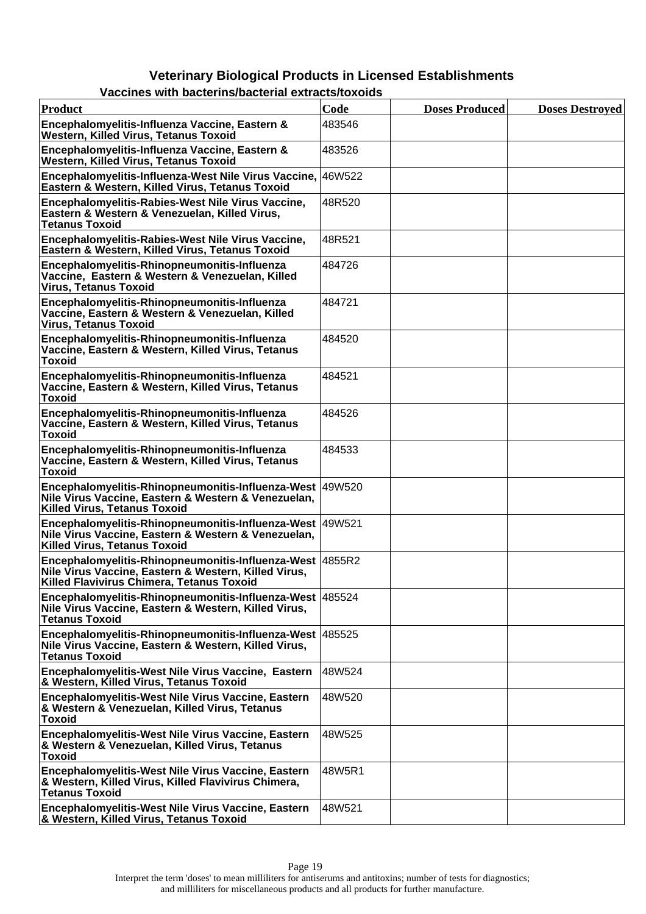# Veterinary Biological Products in Licensed Establishments

## Vaccines with bacterins/bacterial extracts/toxoids

| Product | Code | Doses Produced | Doses Destroyed |
|---|---|---|---|
| Encephalomyelitis-Influenza Vaccine, Eastern & Western, Killed Virus, Tetanus Toxoid | 483546 | | |
| Encephalomyelitis-Influenza Vaccine, Eastern & Western, Killed Virus, Tetanus Toxoid | 483526 | | |
| Encephalomyelitis-Influenza-West Nile Virus Vaccine, Eastern & Western, Killed Virus, Tetanus Toxoid | 46W522 | | |
| Encephalomyelitis-Rabies-West Nile Virus Vaccine, Eastern & Western & Venezuelan, Killed Virus, Tetanus Toxoid | 48R520 | | |
| Encephalomyelitis-Rabies-West Nile Virus Vaccine, Eastern & Western, Killed Virus, Tetanus Toxoid | 48R521 | | |
| Encephalomyelitis-Rhinopneumonitis-Influenza Vaccine, Eastern & Western & Venezuelan, Killed Virus, Tetanus Toxoid | 484726 | | |
| Encephalomyelitis-Rhinopneumonitis-Influenza Vaccine, Eastern & Western & Venezuelan, Killed Virus, Tetanus Toxoid | 484721 | | |
| Encephalomyelitis-Rhinopneumonitis-Influenza Vaccine, Eastern & Western, Killed Virus, Tetanus Toxoid | 484520 | | |
| Encephalomyelitis-Rhinopneumonitis-Influenza Vaccine, Eastern & Western, Killed Virus, Tetanus Toxoid | 484521 | | |
| Encephalomyelitis-Rhinopneumonitis-Influenza Vaccine, Eastern & Western, Killed Virus, Tetanus Toxoid | 484526 | | |
| Encephalomyelitis-Rhinopneumonitis-Influenza Vaccine, Eastern & Western, Killed Virus, Tetanus Toxoid | 484533 | | |
| Encephalomyelitis-Rhinopneumonitis-Influenza-West Nile Virus Vaccine, Eastern & Western & Venezuelan, Killed Virus, Tetanus Toxoid | 49W520 | | |
| Encephalomyelitis-Rhinopneumonitis-Influenza-West Nile Virus Vaccine, Eastern & Western & Venezuelan, Killed Virus, Tetanus Toxoid | 49W521 | | |
| Encephalomyelitis-Rhinopneumonitis-Influenza-West Nile Virus Vaccine, Eastern & Western, Killed Virus, Killed Flavivirus Chimera, Tetanus Toxoid | 4855R2 | | |
| Encephalomyelitis-Rhinopneumonitis-Influenza-West Nile Virus Vaccine, Eastern & Western, Killed Virus, Tetanus Toxoid | 485524 | | |
| Encephalomyelitis-Rhinopneumonitis-Influenza-West Nile Virus Vaccine, Eastern & Western, Killed Virus, Tetanus Toxoid | 485525 | | |
| Encephalomyelitis-West Nile Virus Vaccine, Eastern & Western, Killed Virus, Tetanus Toxoid | 48W524 | | |
| Encephalomyelitis-West Nile Virus Vaccine, Eastern & Western & Venezuelan, Killed Virus, Tetanus Toxoid | 48W520 | | |
| Encephalomyelitis-West Nile Virus Vaccine, Eastern & Western & Venezuelan, Killed Virus, Tetanus Toxoid | 48W525 | | |
| Encephalomyelitis-West Nile Virus Vaccine, Eastern & Western, Killed Virus, Killed Flavivirus Chimera, Tetanus Toxoid | 48W5R1 | | |
| Encephalomyelitis-West Nile Virus Vaccine, Eastern & Western, Killed Virus, Tetanus Toxoid | 48W521 | | |

Interpret the term 'doses' to mean milliliters for antiserums and antitoxins; number of tests for diagnostics; and milliliters for miscellaneous products and all products for further manufacture.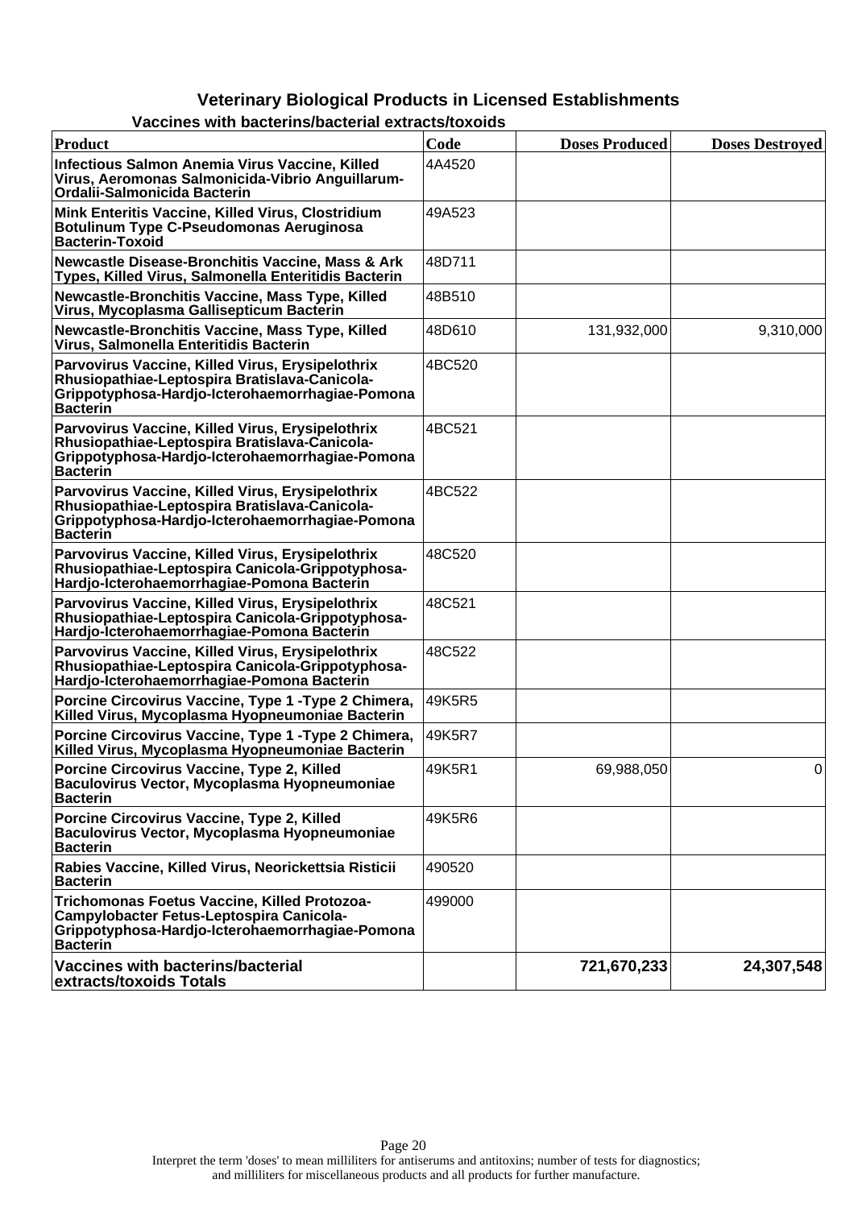# Veterinary Biological Products in Licensed Establishments

## Vaccines with bacterins/bacterial extracts/toxoids

| Product | Code | Doses Produced | Doses Destroyed |
|---|---|---|---|
| Infectious Salmon Anemia Virus Vaccine, Killed Virus, Aeromonas Salmonicida-Vibrio Anguillarum-Ordalii-Salmonicida Bacterin | 4A4520 | | |
| Mink Enteritis Vaccine, Killed Virus, Clostridium Botulinum Type C-Pseudomonas Aeruginosa Bacterin-Toxoid | 49A523 | | |
| Newcastle Disease-Bronchitis Vaccine, Mass & Ark Types, Killed Virus, Salmonella Enteritidis Bacterin | 48D711 | | |
| Newcastle-Bronchitis Vaccine, Mass Type, Killed Virus, Mycoplasma Gallisepticum Bacterin | 48B510 | | |
| Newcastle-Bronchitis Vaccine, Mass Type, Killed Virus, Salmonella Enteritidis Bacterin | 48D610 | 131,932,000 | 9,310,000 |
| Parvovirus Vaccine, Killed Virus, Erysipelothrix Rhusiopathiae-Leptospira Bratislava-Canicola-Grippotyphosa-Hardjo-Icterohaemorrhagiae-Pomona Bacterin | 4BC520 | | |
| Parvovirus Vaccine, Killed Virus, Erysipelothrix Rhusiopathiae-Leptospira Bratislava-Canicola-Grippotyphosa-Hardjo-Icterohaemorrhagiae-Pomona Bacterin | 4BC521 | | |
| Parvovirus Vaccine, Killed Virus, Erysipelothrix Rhusiopathiae-Leptospira Bratislava-Canicola-Grippotyphosa-Hardjo-Icterohaemorrhagiae-Pomona Bacterin | 4BC522 | | |
| Parvovirus Vaccine, Killed Virus, Erysipelothrix Rhusiopathiae-Leptospira Canicola-Grippotyphosa-Hardjo-Icterohaemorrhagiae-Pomona Bacterin | 48C520 | | |
| Parvovirus Vaccine, Killed Virus, Erysipelothrix Rhusiopathiae-Leptospira Canicola-Grippotyphosa-Hardjo-Icterohaemorrhagiae-Pomona Bacterin | 48C521 | | |
| Parvovirus Vaccine, Killed Virus, Erysipelothrix Rhusiopathiae-Leptospira Canicola-Grippotyphosa-Hardjo-Icterohaemorrhagiae-Pomona Bacterin | 48C522 | | |
| Porcine Circovirus Vaccine, Type 1 -Type 2 Chimera, Killed Virus, Mycoplasma Hyopneumoniae Bacterin | 49K5R5 | | |
| Porcine Circovirus Vaccine, Type 1 -Type 2 Chimera, Killed Virus, Mycoplasma Hyopneumoniae Bacterin | 49K5R7 | | |
| Porcine Circovirus Vaccine, Type 2, Killed Baculovirus Vector, Mycoplasma Hyopneumoniae Bacterin | 49K5R1 | 69,988,050 | 0 |
| Porcine Circovirus Vaccine, Type 2, Killed Baculovirus Vector, Mycoplasma Hyopneumoniae Bacterin | 49K5R6 | | |
| Rabies Vaccine, Killed Virus, Neorickettsia Risticii Bacterin | 490520 | | |
| Trichomonas Foetus Vaccine, Killed Protozoa-Campylobacter Fetus-Leptospira Canicola-Grippotyphosa-Hardjo-Icterohaemorrhagiae-Pomona Bacterin | 499000 | | |
| **Vaccines with bacterins/bacterial extracts/toxoids Totals** | | **721,670,233** | **24,307,548** |

Interpret the term 'doses' to mean milliliters for antiserums and antitoxins; number of tests for diagnostics; and milliliters for miscellaneous products and all products for further manufacture.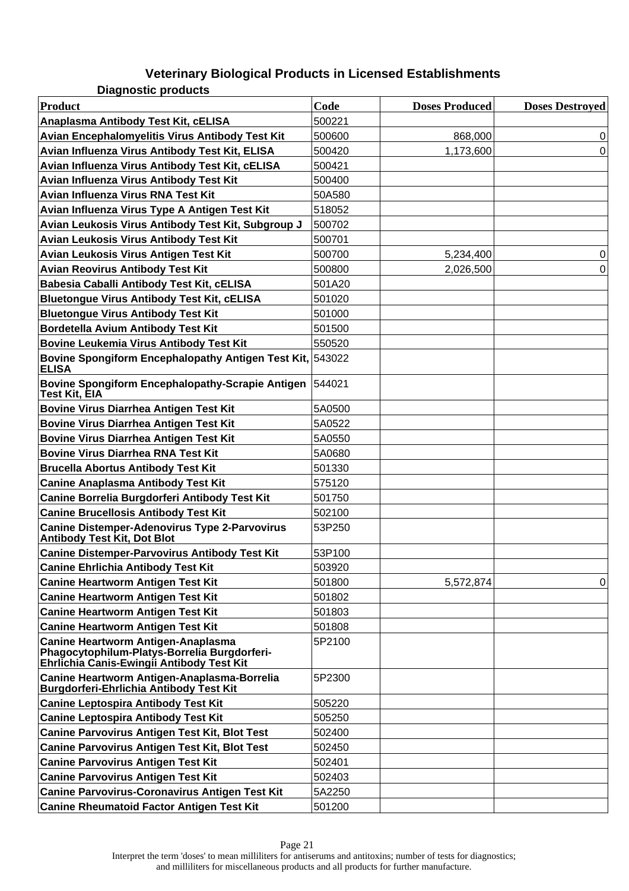# Veterinary Biological Products in Licensed Establishments

## Diagnostic products

| Product | Code | Doses Produced | Doses Destroyed |
|---|---|---|---|
| Anaplasma Antibody Test Kit, cELISA | 500221 | | |
| Avian Encephalomyelitis Virus Antibody Test Kit | 500600 | 868,000 | 0 |
| Avian Influenza Virus Antibody Test Kit, ELISA | 500420 | 1,173,600 | 0 |
| Avian Influenza Virus Antibody Test Kit, cELISA | 500421 | | |
| Avian Influenza Virus Antibody Test Kit | 500400 | | |
| Avian Influenza Virus RNA Test Kit | 50A580 | | |
| Avian Influenza Virus Type A Antigen Test Kit | 518052 | | |
| Avian Leukosis Virus Antibody Test Kit, Subgroup J | 500702 | | |
| Avian Leukosis Virus Antibody Test Kit | 500701 | | |
| Avian Leukosis Virus Antigen Test Kit | 500700 | 5,234,400 | 0 |
| Avian Reovirus Antibody Test Kit | 500800 | 2,026,500 | 0 |
| Babesia Caballi Antibody Test Kit, cELISA | 501A20 | | |
| Bluetongue Virus Antibody Test Kit, cELISA | 501020 | | |
| Bluetongue Virus Antibody Test Kit | 501000 | | |
| Bordetella Avium Antibody Test Kit | 501500 | | |
| Bovine Leukemia Virus Antibody Test Kit | 550520 | | |
| Bovine Spongiform Encephalopathy Antigen Test Kit, ELISA | 543022 | | |
| Bovine Spongiform Encephalopathy-Scrapie Antigen Test Kit, EIA | 544021 | | |
| Bovine Virus Diarrhea Antigen Test Kit | 5A0500 | | |
| Bovine Virus Diarrhea Antigen Test Kit | 5A0522 | | |
| Bovine Virus Diarrhea Antigen Test Kit | 5A0550 | | |
| Bovine Virus Diarrhea RNA Test Kit | 5A0680 | | |
| Brucella Abortus Antibody Test Kit | 501330 | | |
| Canine Anaplasma Antibody Test Kit | 575120 | | |
| Canine Borrelia Burgdorferi Antibody Test Kit | 501750 | | |
| Canine Brucellosis Antibody Test Kit | 502100 | | |
| Canine Distemper-Adenovirus Type 2-Parvovirus Antibody Test Kit, Dot Blot | 53P250 | | |
| Canine Distemper-Parvovirus Antibody Test Kit | 53P100 | | |
| Canine Ehrlichia Antibody Test Kit | 503920 | | |
| Canine Heartworm Antigen Test Kit | 501800 | 5,572,874 | 0 |
| Canine Heartworm Antigen Test Kit | 501802 | | |
| Canine Heartworm Antigen Test Kit | 501803 | | |
| Canine Heartworm Antigen Test Kit | 501808 | | |
| Canine Heartworm Antigen-Anaplasma Phagocytophilum-Platys-Borrelia Burgdorferi-Ehrlichia Canis-Ewingii Antibody Test Kit | 5P2100 | | |
| Canine Heartworm Antigen-Anaplasma-Borrelia Burgdorferi-Ehrlichia Antibody Test Kit | 5P2300 | | |
| Canine Leptospira Antibody Test Kit | 505220 | | |
| Canine Leptospira Antibody Test Kit | 505250 | | |
| Canine Parvovirus Antigen Test Kit, Blot Test | 502400 | | |
| Canine Parvovirus Antigen Test Kit, Blot Test | 502450 | | |
| Canine Parvovirus Antigen Test Kit | 502401 | | |
| Canine Parvovirus Antigen Test Kit | 502403 | | |
| Canine Parvovirus-Coronavirus Antigen Test Kit | 5A2250 | | |
| Canine Rheumatoid Factor Antigen Test Kit | 501200 | | |

Interpret the term 'doses' to mean milliliters for antiserums and antitoxins; number of tests for diagnostics; and milliliters for miscellaneous products and all products for further manufacture.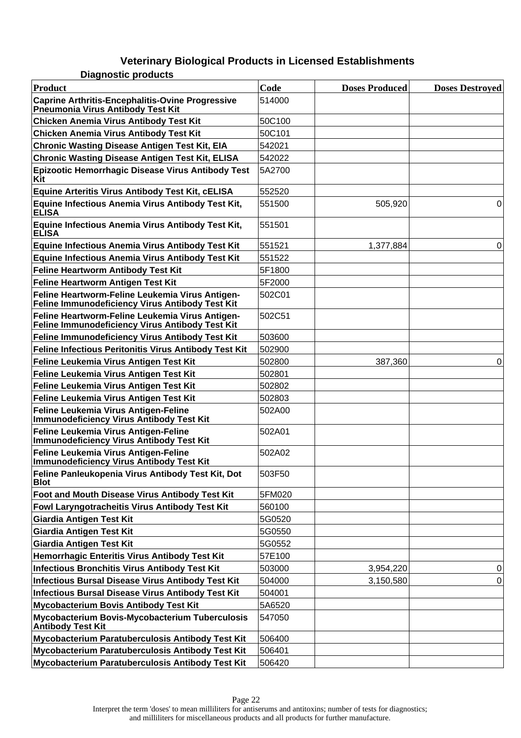# Veterinary Biological Products in Licensed Establishments

## Diagnostic products

| Product | Code | Doses Produced | Doses Destroyed |
|---|---|---|---|
| Caprine Arthritis-Encephalitis-Ovine Progressive Pneumonia Virus Antibody Test Kit | 514000 | | |
| Chicken Anemia Virus Antibody Test Kit | 50C100 | | |
| Chicken Anemia Virus Antibody Test Kit | 50C101 | | |
| Chronic Wasting Disease Antigen Test Kit, EIA | 542021 | | |
| Chronic Wasting Disease Antigen Test Kit, ELISA | 542022 | | |
| Epizootic Hemorrhagic Disease Virus Antibody Test Kit | 5A2700 | | |
| Equine Arteritis Virus Antibody Test Kit, cELISA | 552520 | | |
| Equine Infectious Anemia Virus Antibody Test Kit, ELISA | 551500 | 505,920 | 0 |
| Equine Infectious Anemia Virus Antibody Test Kit, ELISA | 551501 | | |
| Equine Infectious Anemia Virus Antibody Test Kit | 551521 | 1,377,884 | 0 |
| Equine Infectious Anemia Virus Antibody Test Kit | 551522 | | |
| Feline Heartworm Antibody Test Kit | 5F1800 | | |
| Feline Heartworm Antigen Test Kit | 5F2000 | | |
| Feline Heartworm-Feline Leukemia Virus Antigen-Feline Immunodeficiency Virus Antibody Test Kit | 502C01 | | |
| Feline Heartworm-Feline Leukemia Virus Antigen-Feline Immunodeficiency Virus Antibody Test Kit | 502C51 | | |
| Feline Immunodeficiency Virus Antibody Test Kit | 503600 | | |
| Feline Infectious Peritonitis Virus Antibody Test Kit | 502900 | | |
| Feline Leukemia Virus Antigen Test Kit | 502800 | 387,360 | 0 |
| Feline Leukemia Virus Antigen Test Kit | 502801 | | |
| Feline Leukemia Virus Antigen Test Kit | 502802 | | |
| Feline Leukemia Virus Antigen Test Kit | 502803 | | |
| Feline Leukemia Virus Antigen-Feline Immunodeficiency Virus Antibody Test Kit | 502A00 | | |
| Feline Leukemia Virus Antigen-Feline Immunodeficiency Virus Antibody Test Kit | 502A01 | | |
| Feline Leukemia Virus Antigen-Feline Immunodeficiency Virus Antibody Test Kit | 502A02 | | |
| Feline Panleukopenia Virus Antibody Test Kit, Dot Blot | 503F50 | | |
| Foot and Mouth Disease Virus Antibody Test Kit | 5FM020 | | |
| Fowl Laryngotracheitis Virus Antibody Test Kit | 560100 | | |
| Giardia Antigen Test Kit | 5G0520 | | |
| Giardia Antigen Test Kit | 5G0550 | | |
| Giardia Antigen Test Kit | 5G0552 | | |
| Hemorrhagic Enteritis Virus Antibody Test Kit | 57E100 | | |
| Infectious Bronchitis Virus Antibody Test Kit | 503000 | 3,954,220 | 0 |
| Infectious Bursal Disease Virus Antibody Test Kit | 504000 | 3,150,580 | 0 |
| Infectious Bursal Disease Virus Antibody Test Kit | 504001 | | |
| Mycobacterium Bovis Antibody Test Kit | 5A6520 | | |
| Mycobacterium Bovis-Mycobacterium Tuberculosis Antibody Test Kit | 547050 | | |
| Mycobacterium Paratuberculosis Antibody Test Kit | 506400 | | |
| Mycobacterium Paratuberculosis Antibody Test Kit | 506401 | | |
| Mycobacterium Paratuberculosis Antibody Test Kit | 506420 | | |

Interpret the term 'doses' to mean milliliters for antiserums and antitoxins; number of tests for diagnostics; and milliliters for miscellaneous products and all products for further manufacture.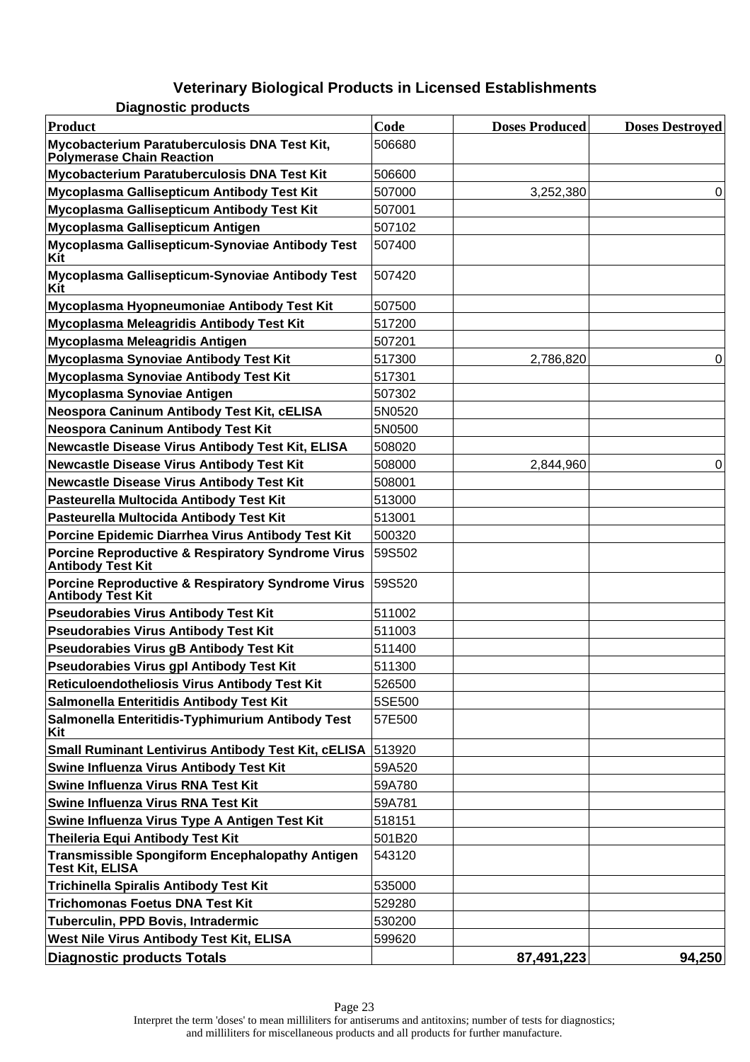# Veterinary Biological Products in Licensed Establishments

## Diagnostic products

| Product | Code | Doses Produced | Doses Destroyed |
|---|---|---|---|
| Mycobacterium Paratuberculosis DNA Test Kit, Polymerase Chain Reaction | 506680 | | |
| Mycobacterium Paratuberculosis DNA Test Kit | 506600 | | |
| Mycoplasma Gallisepticum Antibody Test Kit | 507000 | 3,252,380 | 0 |
| Mycoplasma Gallisepticum Antibody Test Kit | 507001 | | |
| Mycoplasma Gallisepticum Antigen | 507102 | | |
| Mycoplasma Gallisepticum-Synoviae Antibody Test Kit | 507400 | | |
| Mycoplasma Gallisepticum-Synoviae Antibody Test Kit | 507420 | | |
| Mycoplasma Hyopneumoniae Antibody Test Kit | 507500 | | |
| Mycoplasma Meleagridis Antibody Test Kit | 517200 | | |
| Mycoplasma Meleagridis Antigen | 507201 | | |
| Mycoplasma Synoviae Antibody Test Kit | 517300 | 2,786,820 | 0 |
| Mycoplasma Synoviae Antibody Test Kit | 517301 | | |
| Mycoplasma Synoviae Antigen | 507302 | | |
| Neospora Caninum Antibody Test Kit, cELISA | 5N0520 | | |
| Neospora Caninum Antibody Test Kit | 5N0500 | | |
| Newcastle Disease Virus Antibody Test Kit, ELISA | 508020 | | |
| Newcastle Disease Virus Antibody Test Kit | 508000 | 2,844,960 | 0 |
| Newcastle Disease Virus Antibody Test Kit | 508001 | | |
| Pasteurella Multocida Antibody Test Kit | 513000 | | |
| Pasteurella Multocida Antibody Test Kit | 513001 | | |
| Porcine Epidemic Diarrhea Virus Antibody Test Kit | 500320 | | |
| Porcine Reproductive & Respiratory Syndrome Virus Antibody Test Kit | 59S502 | | |
| Porcine Reproductive & Respiratory Syndrome Virus Antibody Test Kit | 59S520 | | |
| Pseudorabies Virus Antibody Test Kit | 511002 | | |
| Pseudorabies Virus Antibody Test Kit | 511003 | | |
| Pseudorabies Virus gB Antibody Test Kit | 511400 | | |
| Pseudorabies Virus gpI Antibody Test Kit | 511300 | | |
| Reticuloendotheliosis Virus Antibody Test Kit | 526500 | | |
| Salmonella Enteritidis Antibody Test Kit | 5SE500 | | |
| Salmonella Enteritidis-Typhimurium Antibody Test Kit | 57E500 | | |
| Small Ruminant Lentivirus Antibody Test Kit, cELISA | 513920 | | |
| Swine Influenza Virus Antibody Test Kit | 59A520 | | |
| Swine Influenza Virus RNA Test Kit | 59A780 | | |
| Swine Influenza Virus RNA Test Kit | 59A781 | | |
| Swine Influenza Virus Type A Antigen Test Kit | 518151 | | |
| Theileria Equi Antibody Test Kit | 501B20 | | |
| Transmissible Spongiform Encephalopathy Antigen Test Kit, ELISA | 543120 | | |
| Trichinella Spiralis Antibody Test Kit | 535000 | | |
| Trichomonas Foetus DNA Test Kit | 529280 | | |
| Tuberculin, PPD Bovis, Intradermic | 530200 | | |
| West Nile Virus Antibody Test Kit, ELISA | 599620 | | |
| **Diagnostic products Totals** | | **87,491,223** | **94,250** |

Interpret the term 'doses' to mean milliliters for antiserums and antitoxins; number of tests for diagnostics; and milliliters for miscellaneous products and all products for further manufacture.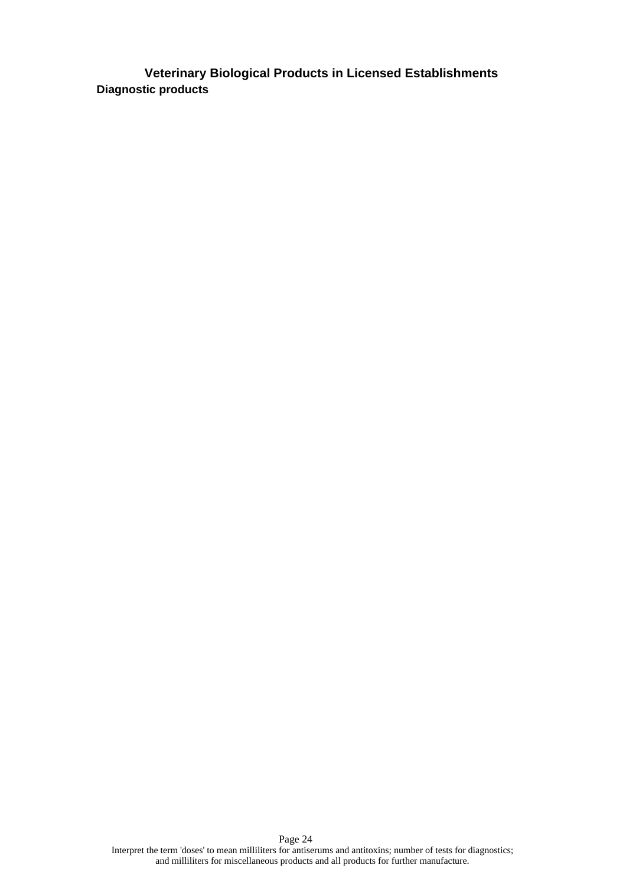# Veterinary Biological Products in Licensed Establishments

## Diagnostic products

Interpret the term 'doses' to mean milliliters for antiserums and antitoxins; number of tests for diagnostics; and milliliters for miscellaneous products and all products for further manufacture.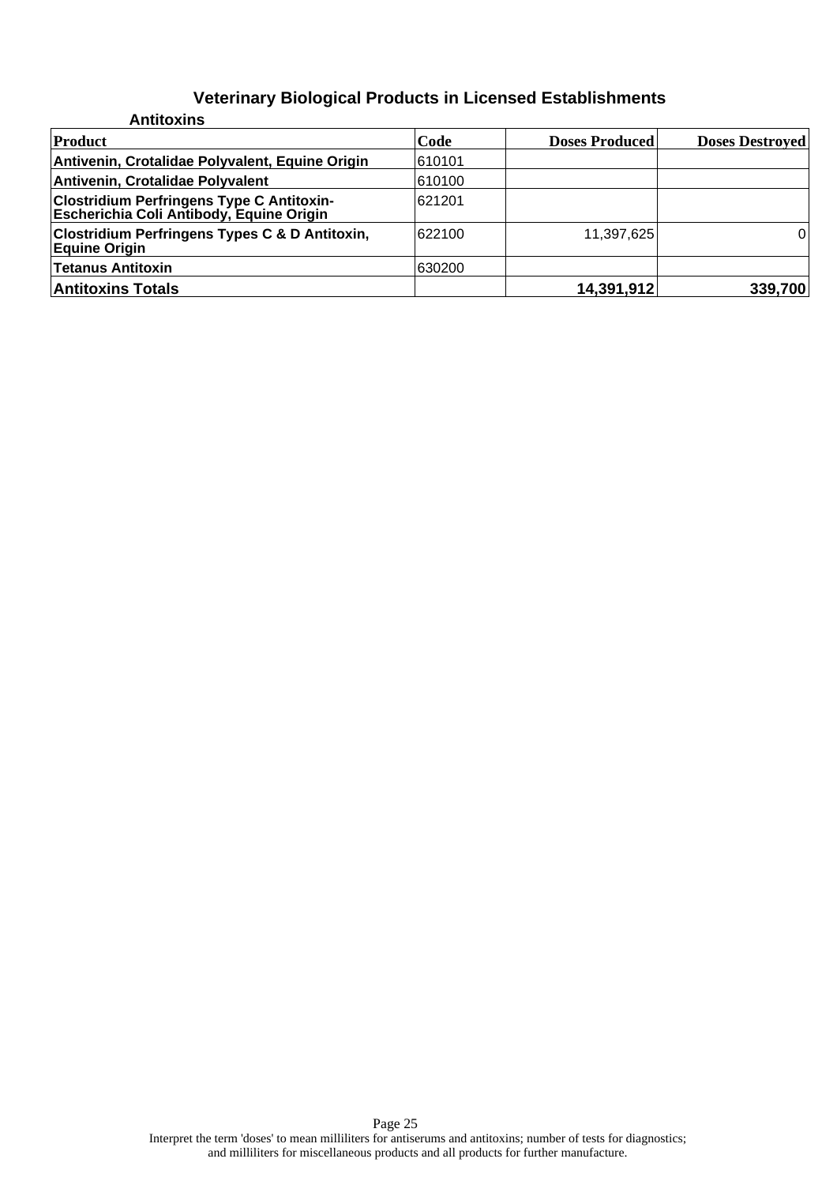# Veterinary Biological Products in Licensed Establishments

## Antitoxins

| Product | Code | Doses Produced | Doses Destroyed |
|---|---|---|---|
| Antivenin, Crotalidae Polyvalent, Equine Origin | 610101 | | |
| Antivenin, Crotalidae Polyvalent | 610100 | | |
| Clostridium Perfringens Type C Antitoxin-Escherichia Coli Antibody, Equine Origin | 621201 | | |
| Clostridium Perfringens Types C & D Antitoxin, Equine Origin | 622100 | 11,397,625 | 0 |
| Tetanus Antitoxin | 630200 | | |
| **Antitoxins Totals** | | **14,391,912** | **339,700** |

Interpret the term 'doses' to mean milliliters for antiserums and antitoxins; number of tests for diagnostics; and milliliters for miscellaneous products and all products for further manufacture.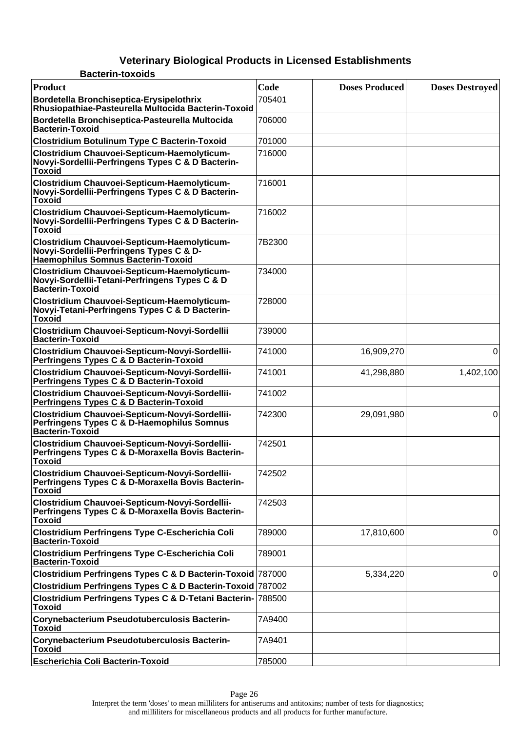# Veterinary Biological Products in Licensed Establishments

### Bacterin-toxoids

| Product | Code | Doses Produced | Doses Destroyed |
|---|---|---|---|
| Bordetella Bronchiseptica-Erysipelothrix Rhusiopathiae-Pasteurella Multocida Bacterin-Toxoid | 705401 | | |
| Bordetella Bronchiseptica-Pasteurella Multocida Bacterin-Toxoid | 706000 | | |
| Clostridium Botulinum Type C Bacterin-Toxoid | 701000 | | |
| Clostridium Chauvoei-Septicum-Haemolyticum-Novyi-Sordellii-Perfringens Types C & D Bacterin-Toxoid | 716000 | | |
| Clostridium Chauvoei-Septicum-Haemolyticum-Novyi-Sordellii-Perfringens Types C & D Bacterin-Toxoid | 716001 | | |
| Clostridium Chauvoei-Septicum-Haemolyticum-Novyi-Sordellii-Perfringens Types C & D Bacterin-Toxoid | 716002 | | |
| Clostridium Chauvoei-Septicum-Haemolyticum-Novyi-Sordellii-Perfringens Types C & D-Haemophilus Somnus Bacterin-Toxoid | 7B2300 | | |
| Clostridium Chauvoei-Septicum-Haemolyticum-Novyi-Sordellii-Tetani-Perfringens Types C & D Bacterin-Toxoid | 734000 | | |
| Clostridium Chauvoei-Septicum-Haemolyticum-Novyi-Tetani-Perfringens Types C & D Bacterin-Toxoid | 728000 | | |
| Clostridium Chauvoei-Septicum-Novyi-Sordellii Bacterin-Toxoid | 739000 | | |
| Clostridium Chauvoei-Septicum-Novyi-Sordellii-Perfringens Types C & D Bacterin-Toxoid | 741000 | 16,909,270 | 0 |
| Clostridium Chauvoei-Septicum-Novyi-Sordellii-Perfringens Types C & D Bacterin-Toxoid | 741001 | 41,298,880 | 1,402,100 |
| Clostridium Chauvoei-Septicum-Novyi-Sordellii-Perfringens Types C & D Bacterin-Toxoid | 741002 | | |
| Clostridium Chauvoei-Septicum-Novyi-Sordellii-Perfringens Types C & D-Haemophilus Somnus Bacterin-Toxoid | 742300 | 29,091,980 | 0 |
| Clostridium Chauvoei-Septicum-Novyi-Sordellii-Perfringens Types C & D-Moraxella Bovis Bacterin-Toxoid | 742501 | | |
| Clostridium Chauvoei-Septicum-Novyi-Sordellii-Perfringens Types C & D-Moraxella Bovis Bacterin-Toxoid | 742502 | | |
| Clostridium Chauvoei-Septicum-Novyi-Sordellii-Perfringens Types C & D-Moraxella Bovis Bacterin-Toxoid | 742503 | | |
| Clostridium Perfringens Type C-Escherichia Coli Bacterin-Toxoid | 789000 | 17,810,600 | 0 |
| Clostridium Perfringens Type C-Escherichia Coli Bacterin-Toxoid | 789001 | | |
| Clostridium Perfringens Types C & D Bacterin-Toxoid | 787000 | 5,334,220 | 0 |
| Clostridium Perfringens Types C & D Bacterin-Toxoid | 787002 | | |
| Clostridium Perfringens Types C & D-Tetani Bacterin-Toxoid | 788500 | | |
| Corynebacterium Pseudotuberculosis Bacterin-Toxoid | 7A9400 | | |
| Corynebacterium Pseudotuberculosis Bacterin-Toxoid | 7A9401 | | |
| Escherichia Coli Bacterin-Toxoid | 785000 | | |

Interpret the term 'doses' to mean milliliters for antiserums and antitoxins; number of tests for diagnostics; and milliliters for miscellaneous products and all products for further manufacture.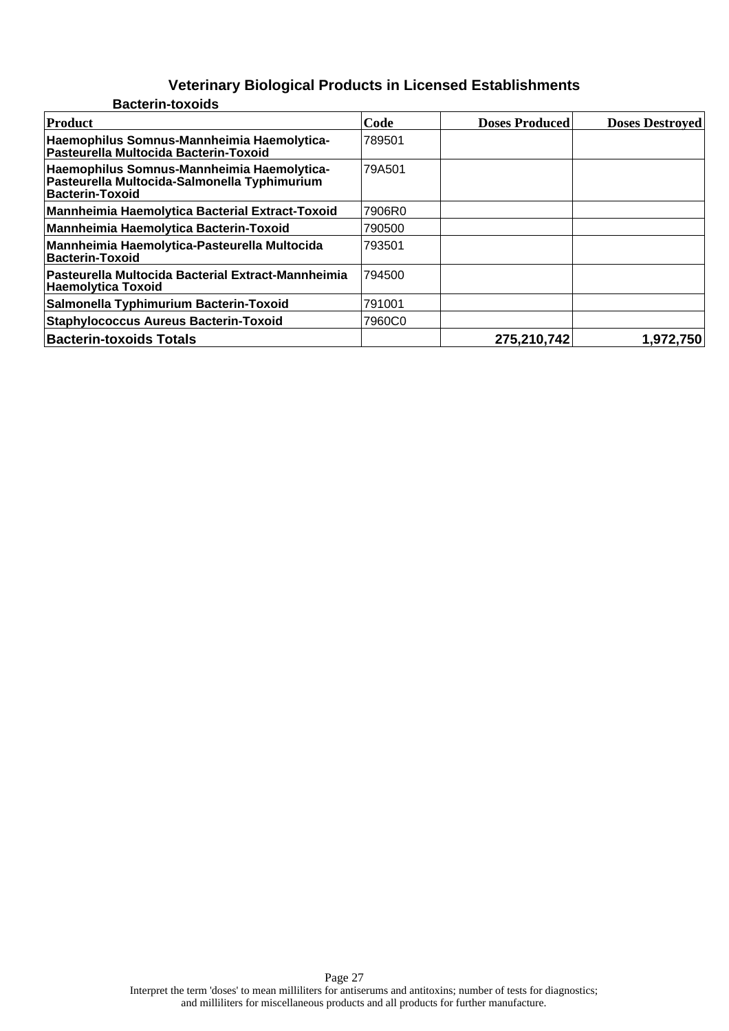# Veterinary Biological Products in Licensed Establishments

## Bacterin-toxoids

| Product | Code | Doses Produced | Doses Destroyed |
|---|---|---|---|
| **Haemophilus Somnus-Mannheimia Haemolytica-Pasteurella Multocida Bacterin-Toxoid** | 789501 | | |
| **Haemophilus Somnus-Mannheimia Haemolytica-Pasteurella Multocida-Salmonella Typhimurium Bacterin-Toxoid** | 79A501 | | |
| **Mannheimia Haemolytica Bacterial Extract-Toxoid** | 7906R0 | | |
| **Mannheimia Haemolytica Bacterin-Toxoid** | 790500 | | |
| **Mannheimia Haemolytica-Pasteurella Multocida Bacterin-Toxoid** | 793501 | | |
| **Pasteurella Multocida Bacterial Extract-Mannheimia Haemolytica Toxoid** | 794500 | | |
| **Salmonella Typhimurium Bacterin-Toxoid** | 791001 | | |
| **Staphylococcus Aureus Bacterin-Toxoid** | 7960C0 | | |
| **Bacterin-toxoids Totals** | | **275,210,742** | **1,972,750** |

Interpret the term 'doses' to mean milliliters for antiserums and antitoxins; number of tests for diagnostics; and milliliters for miscellaneous products and all products for further manufacture.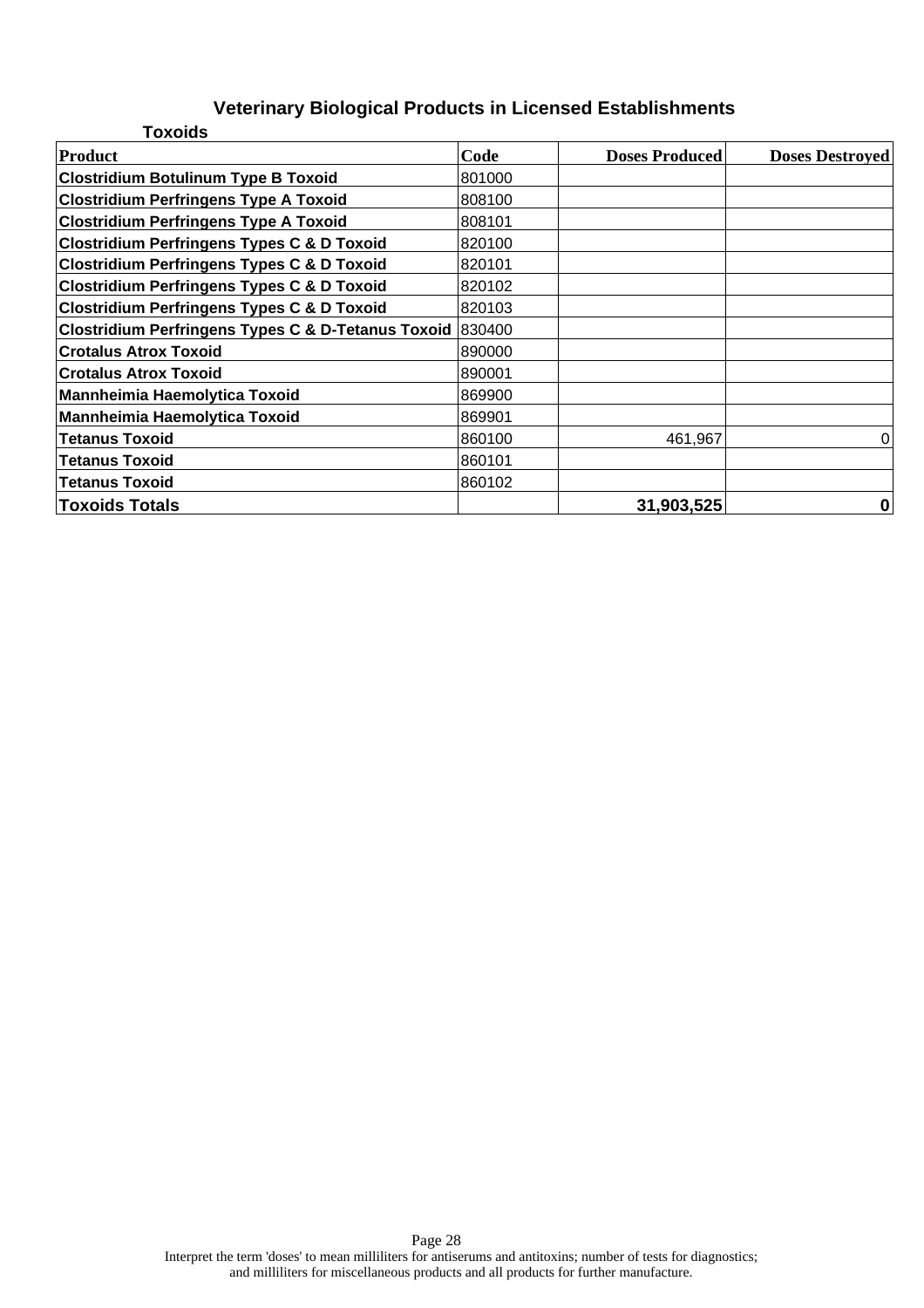# Veterinary Biological Products in Licensed Establishments

## Toxoids

| Product | Code | Doses Produced | Doses Destroyed |
|---|---|---|---|
| **Clostridium Botulinum Type B Toxoid** | 801000 | | |
| **Clostridium Perfringens Type A Toxoid** | 808100 | | |
| **Clostridium Perfringens Type A Toxoid** | 808101 | | |
| **Clostridium Perfringens Types C & D Toxoid** | 820100 | | |
| **Clostridium Perfringens Types C & D Toxoid** | 820101 | | |
| **Clostridium Perfringens Types C & D Toxoid** | 820102 | | |
| **Clostridium Perfringens Types C & D Toxoid** | 820103 | | |
| **Clostridium Perfringens Types C & D-Tetanus Toxoid** | 830400 | | |
| **Crotalus Atrox Toxoid** | 890000 | | |
| **Crotalus Atrox Toxoid** | 890001 | | |
| **Mannheimia Haemolytica Toxoid** | 869900 | | |
| **Mannheimia Haemolytica Toxoid** | 869901 | | |
| **Tetanus Toxoid** | 860100 | 461,967 | 0 |
| **Tetanus Toxoid** | 860101 | | |
| **Tetanus Toxoid** | 860102 | | |
| **Toxoids Totals** | | **31,903,525** | **0** |

Interpret the term 'doses' to mean milliliters for antiserums and antitoxins; number of tests for diagnostics; and milliliters for miscellaneous products and all products for further manufacture.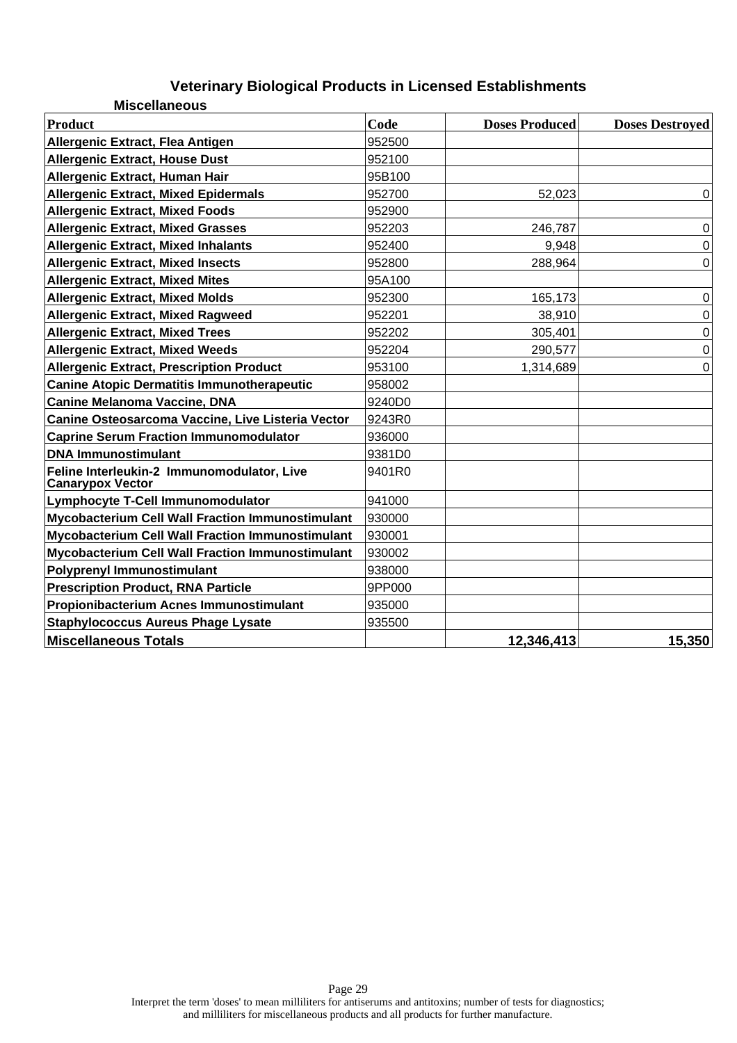# Veterinary Biological Products in Licensed Establishments

## Miscellaneous

| Product | Code | Doses Produced | Doses Destroyed |
|---|---|---|---|
| Allergenic Extract, Flea Antigen | 952500 | | |
| Allergenic Extract, House Dust | 952100 | | |
| Allergenic Extract, Human Hair | 95B100 | | |
| Allergenic Extract, Mixed Epidermals | 952700 | 52,023 | 0 |
| Allergenic Extract, Mixed Foods | 952900 | | |
| Allergenic Extract, Mixed Grasses | 952203 | 246,787 | 0 |
| Allergenic Extract, Mixed Inhalants | 952400 | 9,948 | 0 |
| Allergenic Extract, Mixed Insects | 952800 | 288,964 | 0 |
| Allergenic Extract, Mixed Mites | 95A100 | | |
| Allergenic Extract, Mixed Molds | 952300 | 165,173 | 0 |
| Allergenic Extract, Mixed Ragweed | 952201 | 38,910 | 0 |
| Allergenic Extract, Mixed Trees | 952202 | 305,401 | 0 |
| Allergenic Extract, Mixed Weeds | 952204 | 290,577 | 0 |
| Allergenic Extract, Prescription Product | 953100 | 1,314,689 | 0 |
| Canine Atopic Dermatitis Immunotherapeutic | 958002 | | |
| Canine Melanoma Vaccine, DNA | 9240D0 | | |
| Canine Osteosarcoma Vaccine, Live Listeria Vector | 9243R0 | | |
| Caprine Serum Fraction Immunomodulator | 936000 | | |
| DNA Immunostimulant | 9381D0 | | |
| Feline Interleukin-2 Immunomodulator, Live Canarypox Vector | 9401R0 | | |
| Lymphocyte T-Cell Immunomodulator | 941000 | | |
| Mycobacterium Cell Wall Fraction Immunostimulant | 930000 | | |
| Mycobacterium Cell Wall Fraction Immunostimulant | 930001 | | |
| Mycobacterium Cell Wall Fraction Immunostimulant | 930002 | | |
| Polyprenyl Immunostimulant | 938000 | | |
| Prescription Product, RNA Particle | 9PP000 | | |
| Propionibacterium Acnes Immunostimulant | 935000 | | |
| Staphylococcus Aureus Phage Lysate | 935500 | | |
| **Miscellaneous Totals** | | **12,346,413** | **15,350** |

Interpret the term 'doses' to mean milliliters for antiserums and antitoxins; number of tests for diagnostics; and milliliters for miscellaneous products and all products for further manufacture.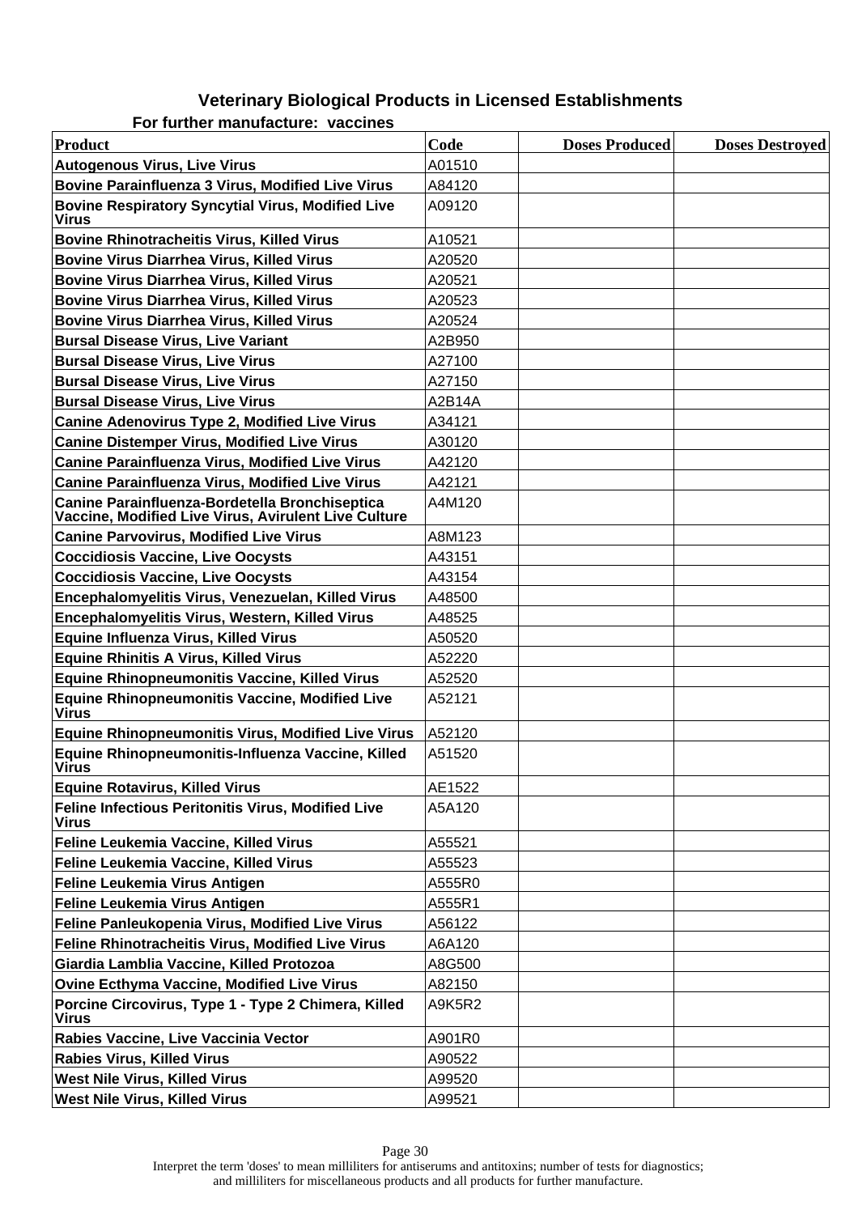# Veterinary Biological Products in Licensed Establishments

## For further manufacture: vaccines

| Product | Code | Doses Produced | Doses Destroyed |
|---|---|---|---|
| Autogenous Virus, Live Virus | A01510 | | |
| Bovine Parainfluenza 3 Virus, Modified Live Virus | A84120 | | |
| Bovine Respiratory Syncytial Virus, Modified Live Virus | A09120 | | |
| Bovine Rhinotracheitis Virus, Killed Virus | A10521 | | |
| Bovine Virus Diarrhea Virus, Killed Virus | A20520 | | |
| Bovine Virus Diarrhea Virus, Killed Virus | A20521 | | |
| Bovine Virus Diarrhea Virus, Killed Virus | A20523 | | |
| Bovine Virus Diarrhea Virus, Killed Virus | A20524 | | |
| Bursal Disease Virus, Live Variant | A2B950 | | |
| Bursal Disease Virus, Live Virus | A27100 | | |
| Bursal Disease Virus, Live Virus | A27150 | | |
| Bursal Disease Virus, Live Virus | A2B14A | | |
| Canine Adenovirus Type 2, Modified Live Virus | A34121 | | |
| Canine Distemper Virus, Modified Live Virus | A30120 | | |
| Canine Parainfluenza Virus, Modified Live Virus | A42120 | | |
| Canine Parainfluenza Virus, Modified Live Virus | A42121 | | |
| Canine Parainfluenza-Bordetella Bronchiseptica Vaccine, Modified Live Virus, Avirulent Live Culture | A4M120 | | |
| Canine Parvovirus, Modified Live Virus | A8M123 | | |
| Coccidiosis Vaccine, Live Oocysts | A43151 | | |
| Coccidiosis Vaccine, Live Oocysts | A43154 | | |
| Encephalomyelitis Virus, Venezuelan, Killed Virus | A48500 | | |
| Encephalomyelitis Virus, Western, Killed Virus | A48525 | | |
| Equine Influenza Virus, Killed Virus | A50520 | | |
| Equine Rhinitis A Virus, Killed Virus | A52220 | | |
| Equine Rhinopneumonitis Vaccine, Killed Virus | A52520 | | |
| Equine Rhinopneumonitis Vaccine, Modified Live Virus | A52121 | | |
| Equine Rhinopneumonitis Virus, Modified Live Virus | A52120 | | |
| Equine Rhinopneumonitis-Influenza Vaccine, Killed Virus | A51520 | | |
| Equine Rotavirus, Killed Virus | AE1522 | | |
| Feline Infectious Peritonitis Virus, Modified Live Virus | A5A120 | | |
| Feline Leukemia Vaccine, Killed Virus | A55521 | | |
| Feline Leukemia Vaccine, Killed Virus | A55523 | | |
| Feline Leukemia Virus Antigen | A555R0 | | |
| Feline Leukemia Virus Antigen | A555R1 | | |
| Feline Panleukopenia Virus, Modified Live Virus | A56122 | | |
| Feline Rhinotracheitis Virus, Modified Live Virus | A6A120 | | |
| Giardia Lamblia Vaccine, Killed Protozoa | A8G500 | | |
| Ovine Ecthyma Vaccine, Modified Live Virus | A82150 | | |
| Porcine Circovirus, Type 1 - Type 2 Chimera, Killed Virus | A9K5R2 | | |
| Rabies Vaccine, Live Vaccinia Vector | A901R0 | | |
| Rabies Virus, Killed Virus | A90522 | | |
| West Nile Virus, Killed Virus | A99520 | | |
| West Nile Virus, Killed Virus | A99521 | | |

Interpret the term 'doses' to mean milliliters for antiserums and antitoxins; number of tests for diagnostics; and milliliters for miscellaneous products and all products for further manufacture.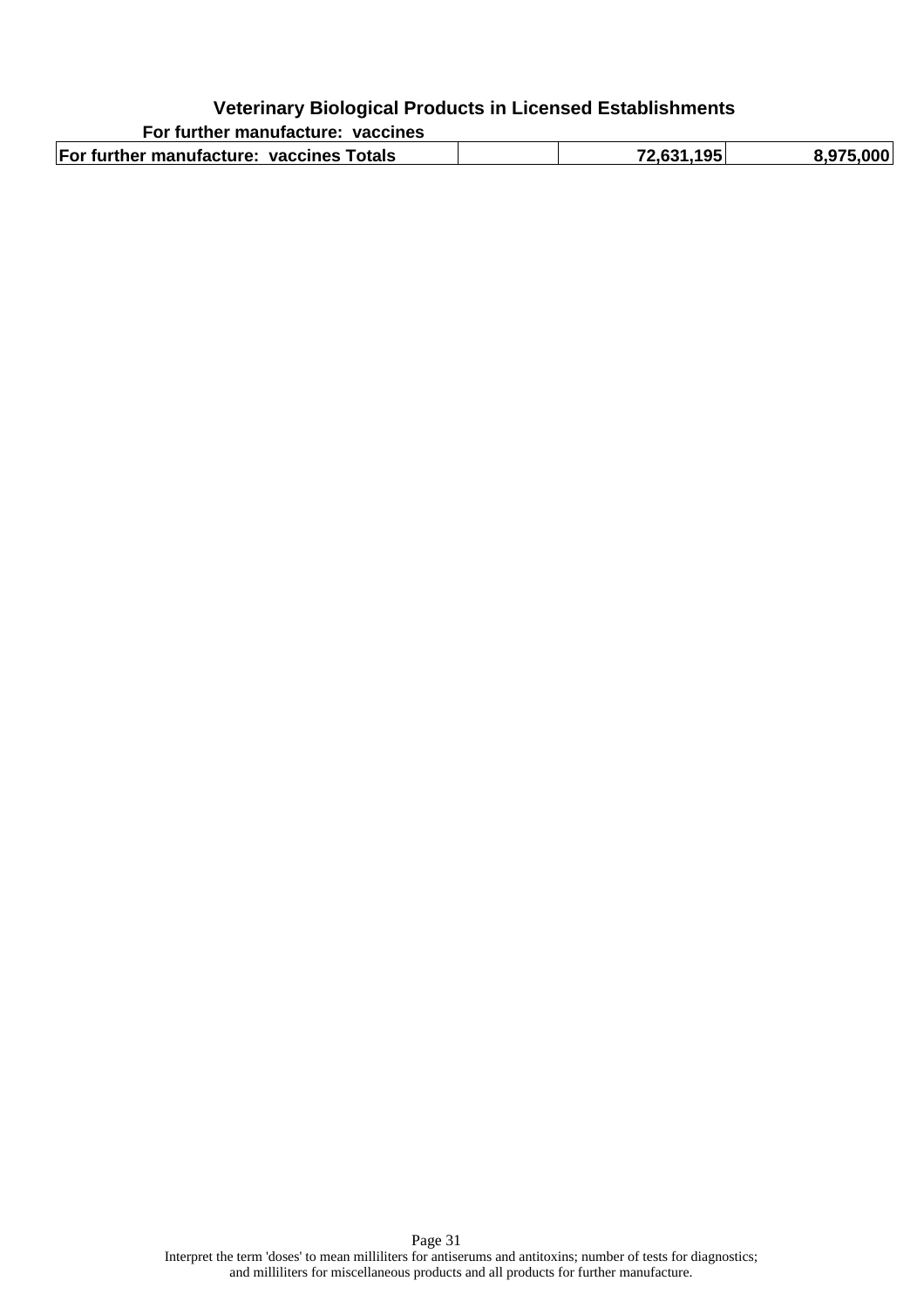## Veterinary Biological Products in Licensed Establishments

**For further manufacture: vaccines**

| | | | |
|---|---|---|---|
| **For further manufacture: vaccines Totals** | | **72,631,195** | **8,975,000** |

Interpret the term 'doses' to mean milliliters for antiserums and antitoxins; number of tests for diagnostics; and milliliters for miscellaneous products and all products for further manufacture.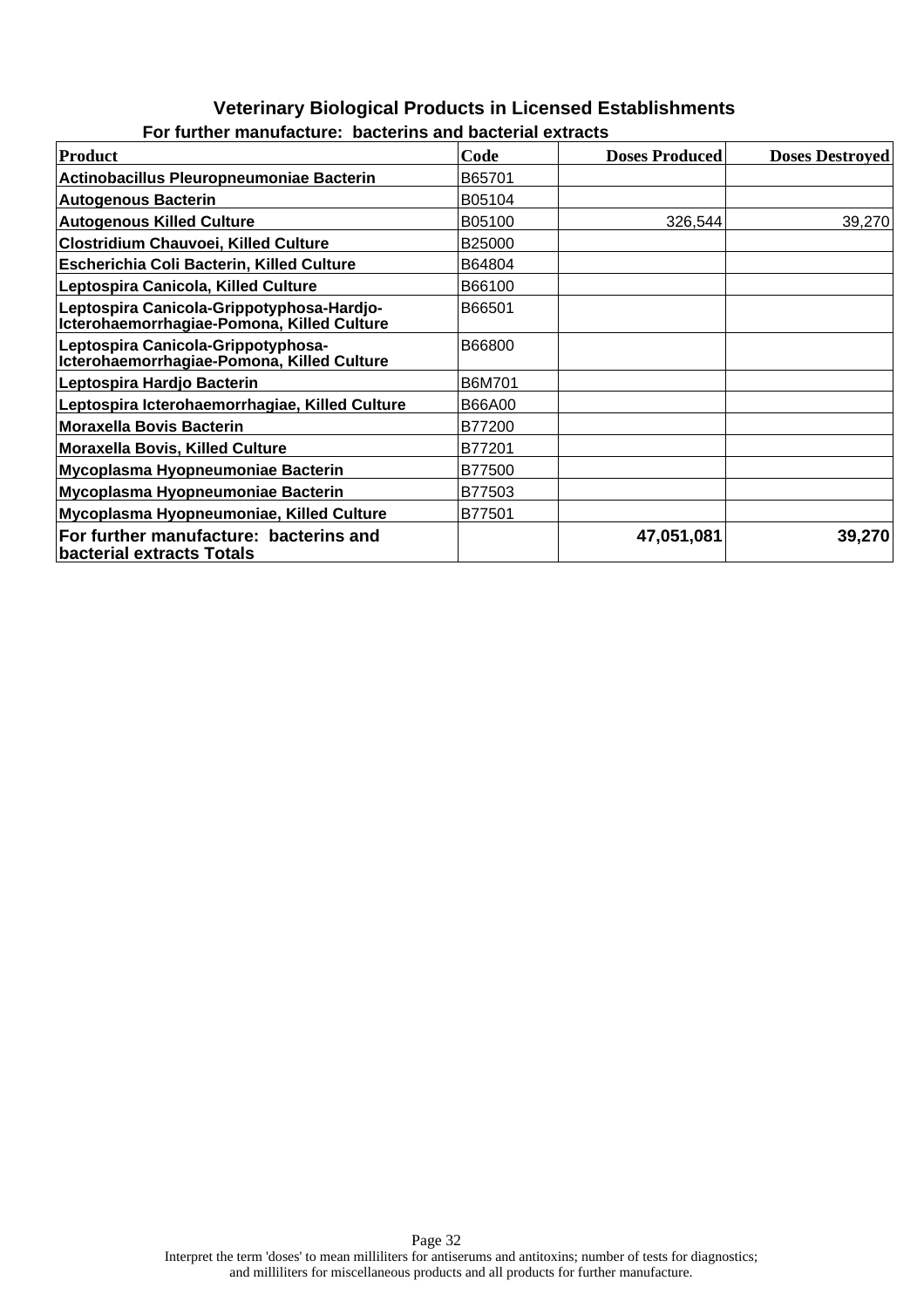## Veterinary Biological Products in Licensed Establishments

### For further manufacture: bacterins and bacterial extracts

| Product | Code | Doses Produced | Doses Destroyed |
|---|---|---|---|
| Actinobacillus Pleuropneumoniae Bacterin | B65701 | | |
| Autogenous Bacterin | B05104 | | |
| Autogenous Killed Culture | B05100 | 326,544 | 39,270 |
| Clostridium Chauvoei, Killed Culture | B25000 | | |
| Escherichia Coli Bacterin, Killed Culture | B64804 | | |
| Leptospira Canicola, Killed Culture | B66100 | | |
| Leptospira Canicola-Grippotyphosa-Hardjo-Icterohaemorrhagiae-Pomona, Killed Culture | B66501 | | |
| Leptospira Canicola-Grippotyphosa-Icterohaemorrhagiae-Pomona, Killed Culture | B66800 | | |
| Leptospira Hardjo Bacterin | B6M701 | | |
| Leptospira Icterohaemorrhagiae, Killed Culture | B66A00 | | |
| Moraxella Bovis Bacterin | B77200 | | |
| Moraxella Bovis, Killed Culture | B77201 | | |
| Mycoplasma Hyopneumoniae Bacterin | B77500 | | |
| Mycoplasma Hyopneumoniae Bacterin | B77503 | | |
| Mycoplasma Hyopneumoniae, Killed Culture | B77501 | | |
| **For further manufacture: bacterins and bacterial extracts Totals** | | **47,051,081** | **39,270** |

Interpret the term 'doses' to mean milliliters for antiserums and antitoxins; number of tests for diagnostics; and milliliters for miscellaneous products and all products for further manufacture.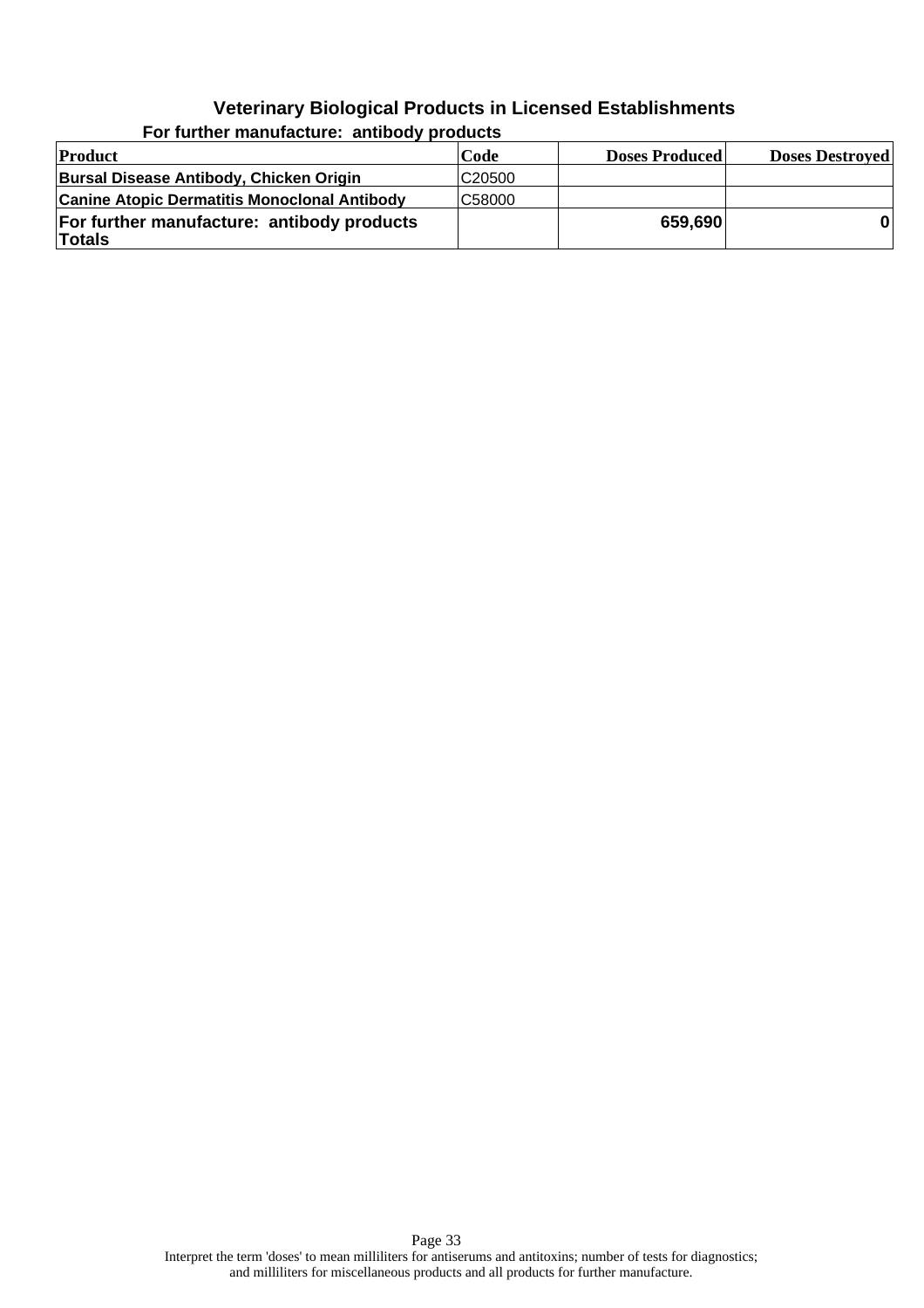# Veterinary Biological Products in Licensed Establishments

## For further manufacture: antibody products

| Product | Code | Doses Produced | Doses Destroyed |
|---|---|---|---|
| **Bursal Disease Antibody, Chicken Origin** | C20500 | | |
| **Canine Atopic Dermatitis Monoclonal Antibody** | C58000 | | |
| **For further manufacture: antibody products Totals** | | **659,690** | **0** |

Interpret the term 'doses' to mean milliliters for antiserums and antitoxins; number of tests for diagnostics; and milliliters for miscellaneous products and all products for further manufacture.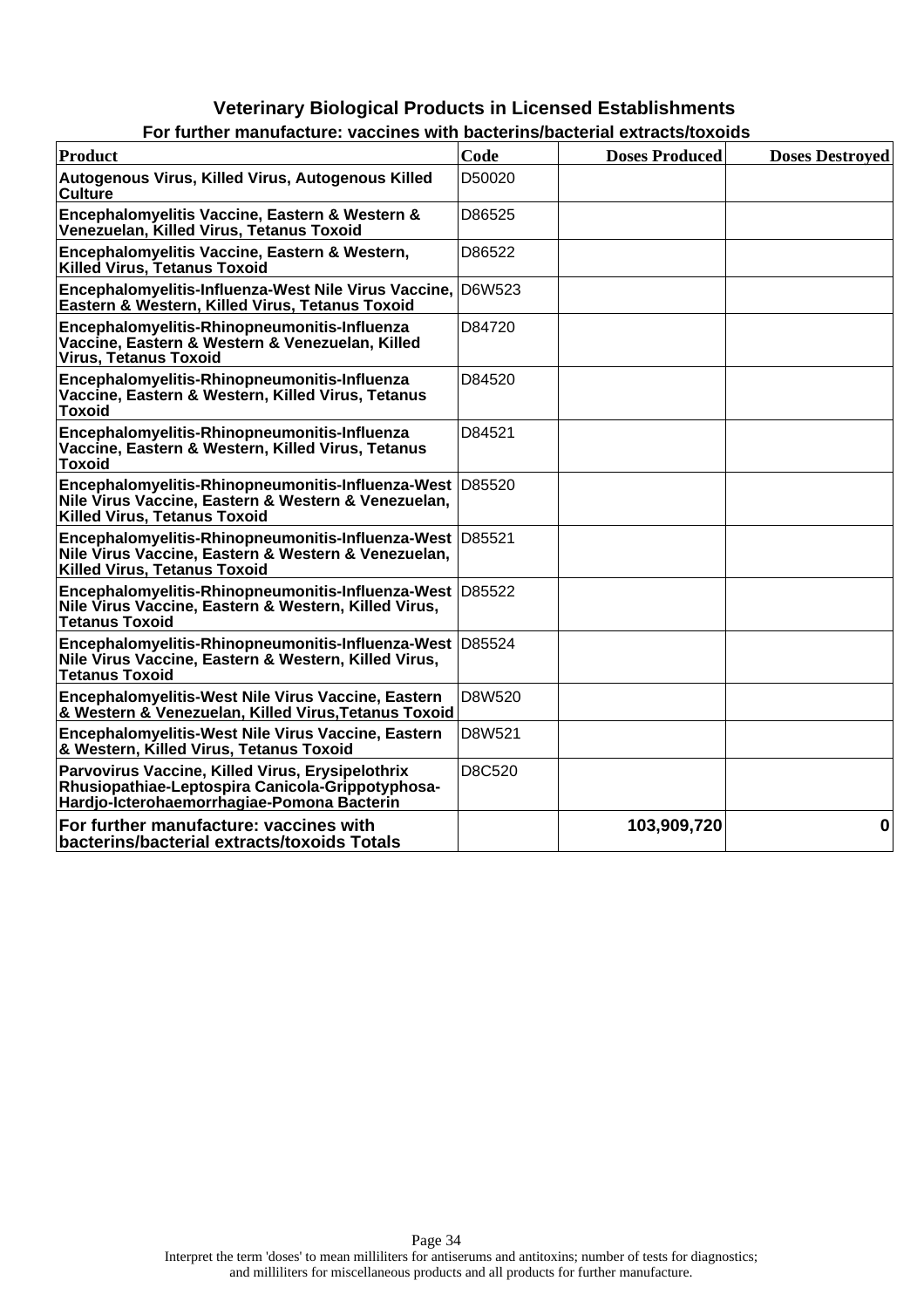## Veterinary Biological Products in Licensed Establishments

### For further manufacture: vaccines with bacterins/bacterial extracts/toxoids

| Product | Code | Doses Produced | Doses Destroyed |
| --- | --- | --- | --- |
| Autogenous Virus, Killed Virus, Autogenous Killed Culture | D50020 | | |
| Encephalomyelitis Vaccine, Eastern & Western & Venezuelan, Killed Virus, Tetanus Toxoid | D86525 | | |
| Encephalomyelitis Vaccine, Eastern & Western, Killed Virus, Tetanus Toxoid | D86522 | | |
| Encephalomyelitis-Influenza-West Nile Virus Vaccine, Eastern & Western, Killed Virus, Tetanus Toxoid | D6W523 | | |
| Encephalomyelitis-Rhinopneumonitis-Influenza Vaccine, Eastern & Western & Venezuelan, Killed Virus, Tetanus Toxoid | D84720 | | |
| Encephalomyelitis-Rhinopneumonitis-Influenza Vaccine, Eastern & Western, Killed Virus, Tetanus Toxoid | D84520 | | |
| Encephalomyelitis-Rhinopneumonitis-Influenza Vaccine, Eastern & Western, Killed Virus, Tetanus Toxoid | D84521 | | |
| Encephalomyelitis-Rhinopneumonitis-Influenza-West Nile Virus Vaccine, Eastern & Western & Venezuelan, Killed Virus, Tetanus Toxoid | D85520 | | |
| Encephalomyelitis-Rhinopneumonitis-Influenza-West Nile Virus Vaccine, Eastern & Western & Venezuelan, Killed Virus, Tetanus Toxoid | D85521 | | |
| Encephalomyelitis-Rhinopneumonitis-Influenza-West Nile Virus Vaccine, Eastern & Western, Killed Virus, Tetanus Toxoid | D85522 | | |
| Encephalomyelitis-Rhinopneumonitis-Influenza-West Nile Virus Vaccine, Eastern & Western, Killed Virus, Tetanus Toxoid | D85524 | | |
| Encephalomyelitis-West Nile Virus Vaccine, Eastern & Western & Venezuelan, Killed Virus,Tetanus Toxoid | D8W520 | | |
| Encephalomyelitis-West Nile Virus Vaccine, Eastern & Western, Killed Virus, Tetanus Toxoid | D8W521 | | |
| Parvovirus Vaccine, Killed Virus, Erysipelothrix Rhusiopathiae-Leptospira Canicola-Grippotyphosa-Hardjo-Icterohaemorrhagiae-Pomona Bacterin | D8C520 | | |
| **For further manufacture: vaccines with bacterins/bacterial extracts/toxoids Totals** | | **103,909,720** | **0** |

Interpret the term 'doses' to mean milliliters for antiserums and antitoxins; number of tests for diagnostics; and milliliters for miscellaneous products and all products for further manufacture.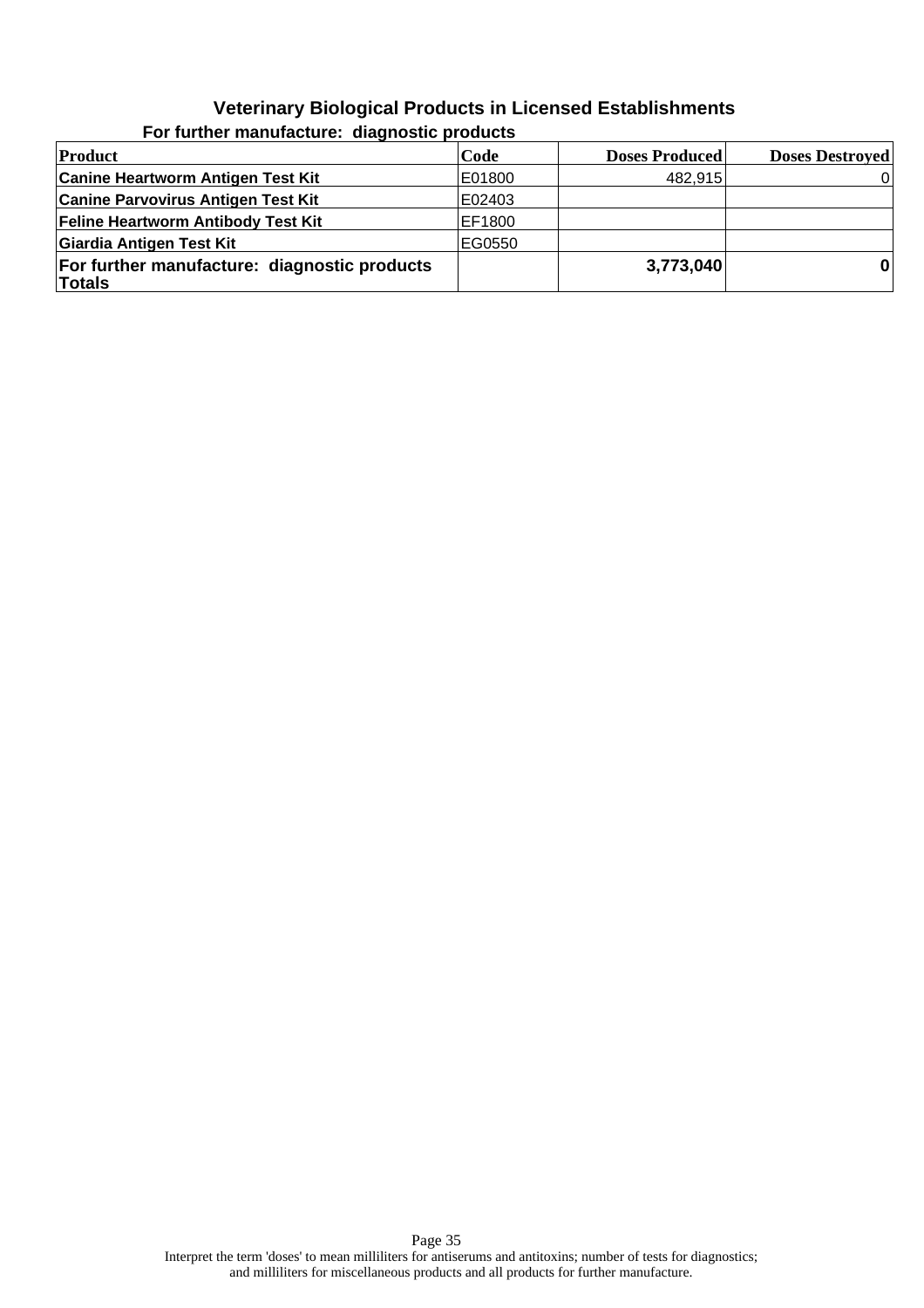# Veterinary Biological Products in Licensed Establishments

## For further manufacture: diagnostic products

| Product | Code | Doses Produced | Doses Destroyed |
|---|---|---|---|
| **Canine Heartworm Antigen Test Kit** | E01800 | 482,915 | 0 |
| **Canine Parvovirus Antigen Test Kit** | E02403 | | |
| **Feline Heartworm Antibody Test Kit** | EF1800 | | |
| **Giardia Antigen Test Kit** | EG0550 | | |
| **For further manufacture: diagnostic products Totals** | | **3,773,040** | **0** |

Interpret the term 'doses' to mean milliliters for antiserums and antitoxins; number of tests for diagnostics; and milliliters for miscellaneous products and all products for further manufacture.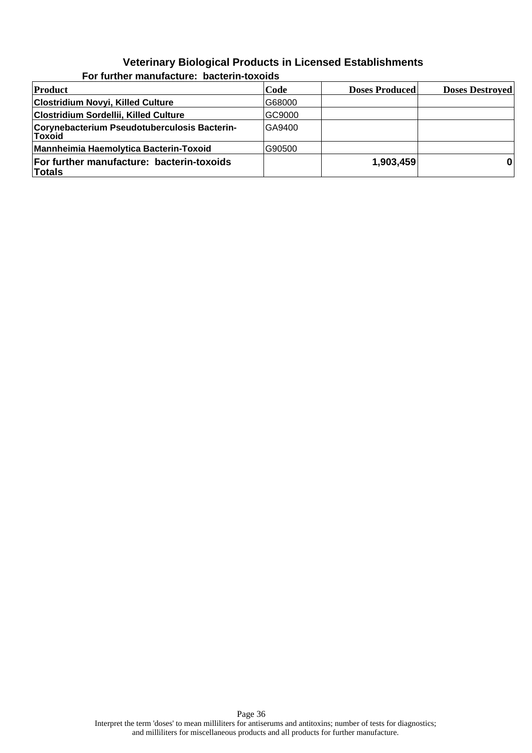## Veterinary Biological Products in Licensed Establishments

### For further manufacture: bacterin-toxoids

| Product | Code | Doses Produced | Doses Destroyed |
|---|---|---|---|
| **Clostridium Novyi, Killed Culture** | G68000 | | |
| **Clostridium Sordellii, Killed Culture** | GC9000 | | |
| **Corynebacterium Pseudotuberculosis Bacterin-Toxoid** | GA9400 | | |
| **Mannheimia Haemolytica Bacterin-Toxoid** | G90500 | | |
| **For further manufacture: bacterin-toxoids Totals** | | **1,903,459** | **0** |

Interpret the term 'doses' to mean milliliters for antiserums and antitoxins; number of tests for diagnostics; and milliliters for miscellaneous products and all products for further manufacture.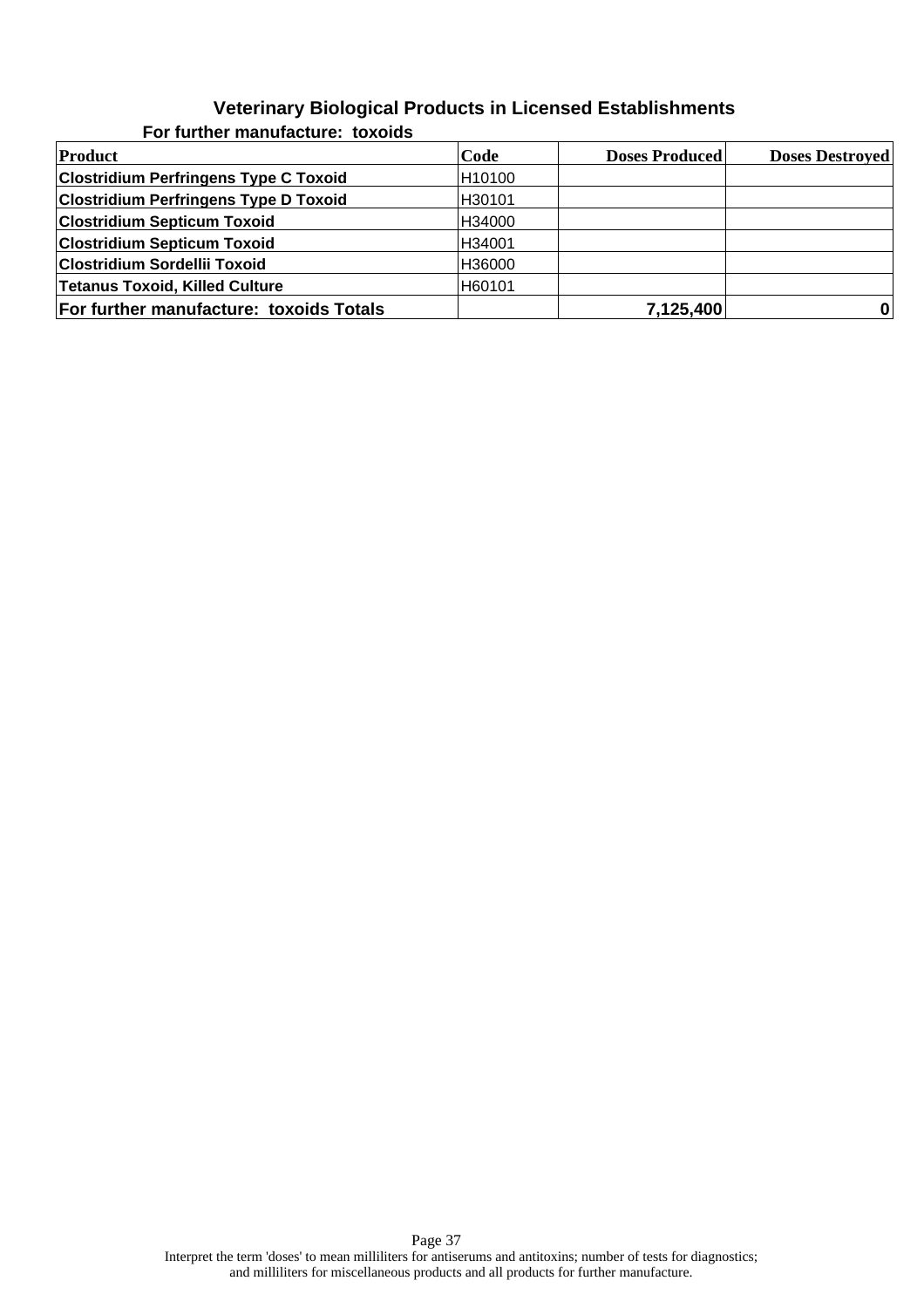# Veterinary Biological Products in Licensed Establishments

### For further manufacture:  toxoids

| Product | Code | Doses Produced | Doses Destroyed |
|---|---|---|---|
| **Clostridium Perfringens Type C Toxoid** | H10100 | | |
| **Clostridium Perfringens Type D Toxoid** | H30101 | | |
| **Clostridium Septicum Toxoid** | H34000 | | |
| **Clostridium Septicum Toxoid** | H34001 | | |
| **Clostridium Sordellii Toxoid** | H36000 | | |
| **Tetanus Toxoid, Killed Culture** | H60101 | | |
| **For further manufacture:  toxoids Totals** | | **7,125,400** | **0** |

Interpret the term 'doses' to mean milliliters for antiserums and antitoxins; number of tests for diagnostics; and milliliters for miscellaneous products and all products for further manufacture.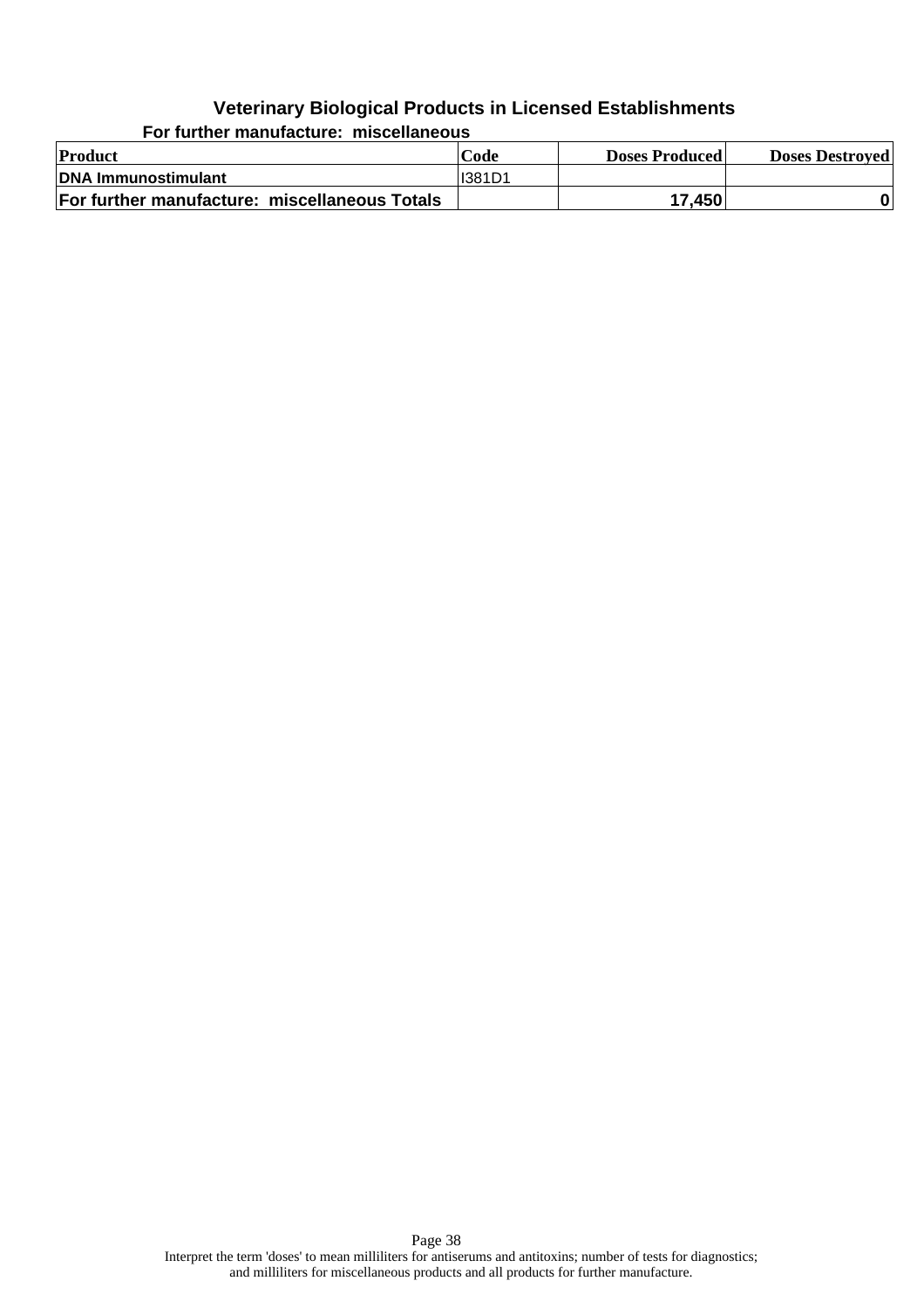## Veterinary Biological Products in Licensed Establishments

### For further manufacture: miscellaneous

| Product | Code | Doses Produced | Doses Destroyed |
|---|---|---|---|
| **DNA Immunostimulant** | I381D1 | | |
| **For further manufacture: miscellaneous Totals** | | **17,450** | **0** |

Interpret the term 'doses' to mean milliliters for antiserums and antitoxins; number of tests for diagnostics; and milliliters for miscellaneous products and all products for further manufacture.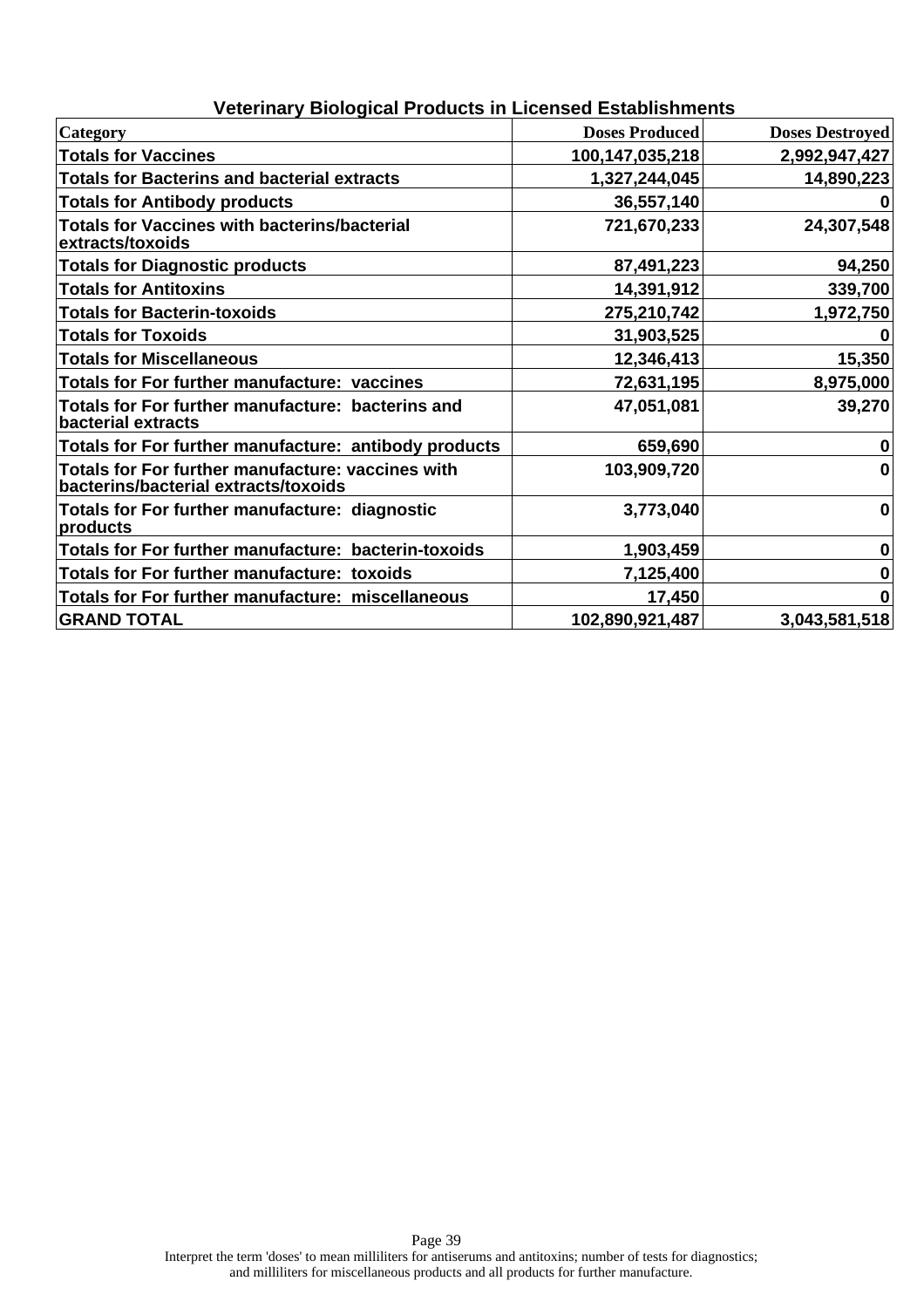## Veterinary Biological Products in Licensed Establishments

| Category | Doses Produced | Doses Destroyed |
|---|---|---|
| Totals for Vaccines | 100,147,035,218 | 2,992,947,427 |
| Totals for Bacterins and bacterial extracts | 1,327,244,045 | 14,890,223 |
| Totals for Antibody products | 36,557,140 | 0 |
| Totals for Vaccines with bacterins/bacterial extracts/toxoids | 721,670,233 | 24,307,548 |
| Totals for Diagnostic products | 87,491,223 | 94,250 |
| Totals for Antitoxins | 14,391,912 | 339,700 |
| Totals for Bacterin-toxoids | 275,210,742 | 1,972,750 |
| Totals for Toxoids | 31,903,525 | 0 |
| Totals for Miscellaneous | 12,346,413 | 15,350 |
| Totals for For further manufacture: vaccines | 72,631,195 | 8,975,000 |
| Totals for For further manufacture: bacterins and bacterial extracts | 47,051,081 | 39,270 |
| Totals for For further manufacture: antibody products | 659,690 | 0 |
| Totals for For further manufacture: vaccines with bacterins/bacterial extracts/toxoids | 103,909,720 | 0 |
| Totals for For further manufacture: diagnostic products | 3,773,040 | 0 |
| Totals for For further manufacture: bacterin-toxoids | 1,903,459 | 0 |
| Totals for For further manufacture: toxoids | 7,125,400 | 0 |
| Totals for For further manufacture: miscellaneous | 17,450 | 0 |
| GRAND TOTAL | 102,890,921,487 | 3,043,581,518 |

Interpret the term 'doses' to mean milliliters for antiserums and antitoxins; number of tests for diagnostics; and milliliters for miscellaneous products and all products for further manufacture.